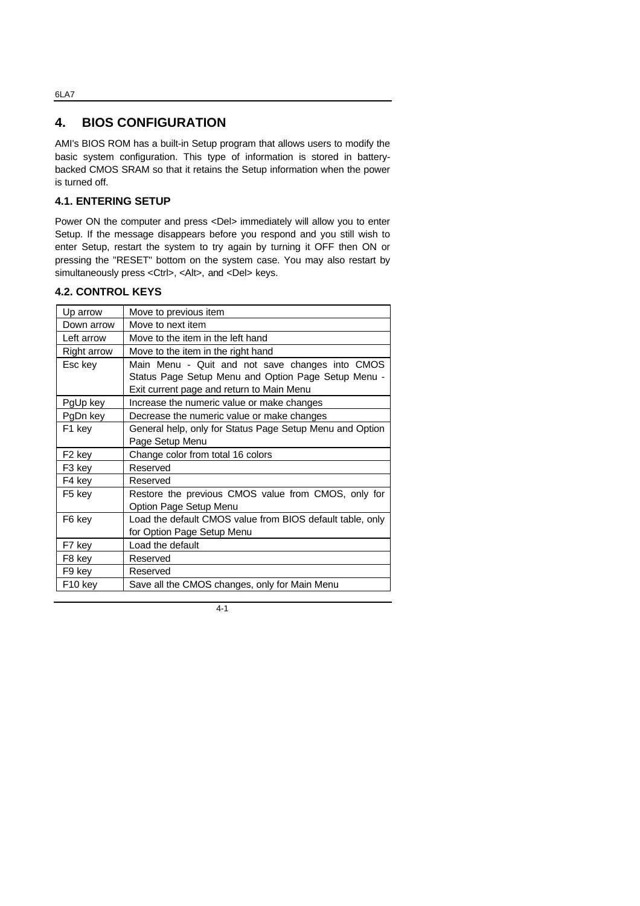# 4. BIOS CONFIGURATION

AMI's BIOS ROM has a built-in Setup program that allows users to modify the basic system configuration. This type of information is stored in battery-backed CMOS SRAM so that it retains the Setup information when the power is turned off.

## 4.1. ENTERING SETUP

Power ON the computer and press <Del> immediately will allow you to enter Setup. If the message disappears before you respond and you still wish to enter Setup, restart the system to try again by turning it OFF then ON or pressing the "RESET" bottom on the system case. You may also restart by simultaneously press <Ctrl>, <Alt>, and <Del> keys.

## 4.2. CONTROL KEYS

| Key | Function |
|---|---|
| Up arrow | Move to previous item |
| Down arrow | Move to next item |
| Left arrow | Move to the item in the left hand |
| Right arrow | Move to the item in the right hand |
| Esc key | Main Menu - Quit and not save changes into CMOS Status Page Setup Menu and Option Page Setup Menu - Exit current page and return to Main Menu |
| PgUp key | Increase the numeric value or make changes |
| PgDn key | Decrease the numeric value or make changes |
| F1 key | General help, only for Status Page Setup Menu and Option Page Setup Menu |
| F2 key | Change color from total 16 colors |
| F3 key | Reserved |
| F4 key | Reserved |
| F5 key | Restore the previous CMOS value from CMOS, only for Option Page Setup Menu |
| F6 key | Load the default CMOS value from BIOS default table, only for Option Page Setup Menu |
| F7 key | Load the default |
| F8 key | Reserved |
| F9 key | Reserved |
| F10 key | Save all the CMOS changes, only for Main Menu |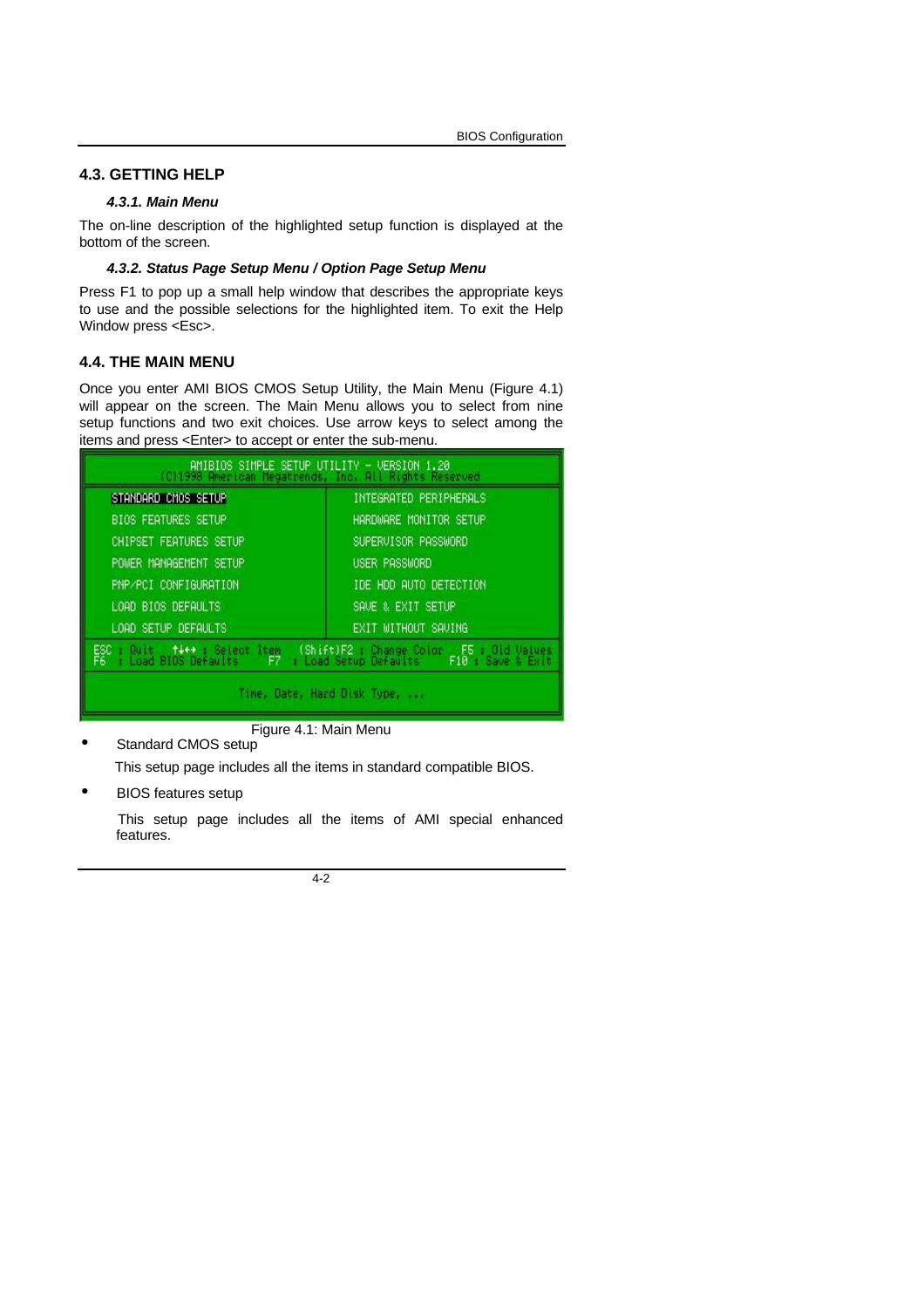## 4.3. GETTING HELP

### *4.3.1. Main Menu*

The on-line description of the highlighted setup function is displayed at the bottom of the screen.

### *4.3.2. Status Page Setup Menu / Option Page Setup Menu*

Press F1 to pop up a small help window that describes the appropriate keys to use and the possible selections for the highlighted item. To exit the Help Window press <Esc>.

## 4.4. THE MAIN MENU

Once you enter AMI BIOS CMOS Setup Utility, the Main Menu (Figure 4.1) will appear on the screen. The Main Menu allows you to select from nine setup functions and two exit choices. Use arrow keys to select among the items and press <Enter> to accept or enter the sub-menu.

```
AMIBIOS SIMPLE SETUP UTILITY - VERSION 1.20
(C)1998 American Megatrends, Inc. All Rights Reserved

STANDARD CMOS SETUP              INTEGRATED PERIPHERALS
BIOS FEATURES SETUP              HARDWARE MONITOR SETUP
CHIPSET FEATURES SETUP           SUPERVISOR PASSWORD
POWER MANAGEMENT SETUP           USER PASSWORD
PNP/PCI CONFIGURATION            IDE HDD AUTO DETECTION
LOAD BIOS DEFAULTS               SAVE & EXIT SETUP
LOAD SETUP DEFAULTS              EXIT WITHOUT SAVING

ESC : Quit   ↑↓→← : Select Item   (Shift)F2 : Change Color   F5 : Old Values
F6  : Load BIOS Defaults    F7  : Load Setup Defaults     F10 : Save & Exit

Time, Date, Hard Disk Type, ...
```

Figure 4.1: Main Menu

- Standard CMOS setup

  This setup page includes all the items in standard compatible BIOS.

- BIOS features setup

  This setup page includes all the items of AMI special enhanced features.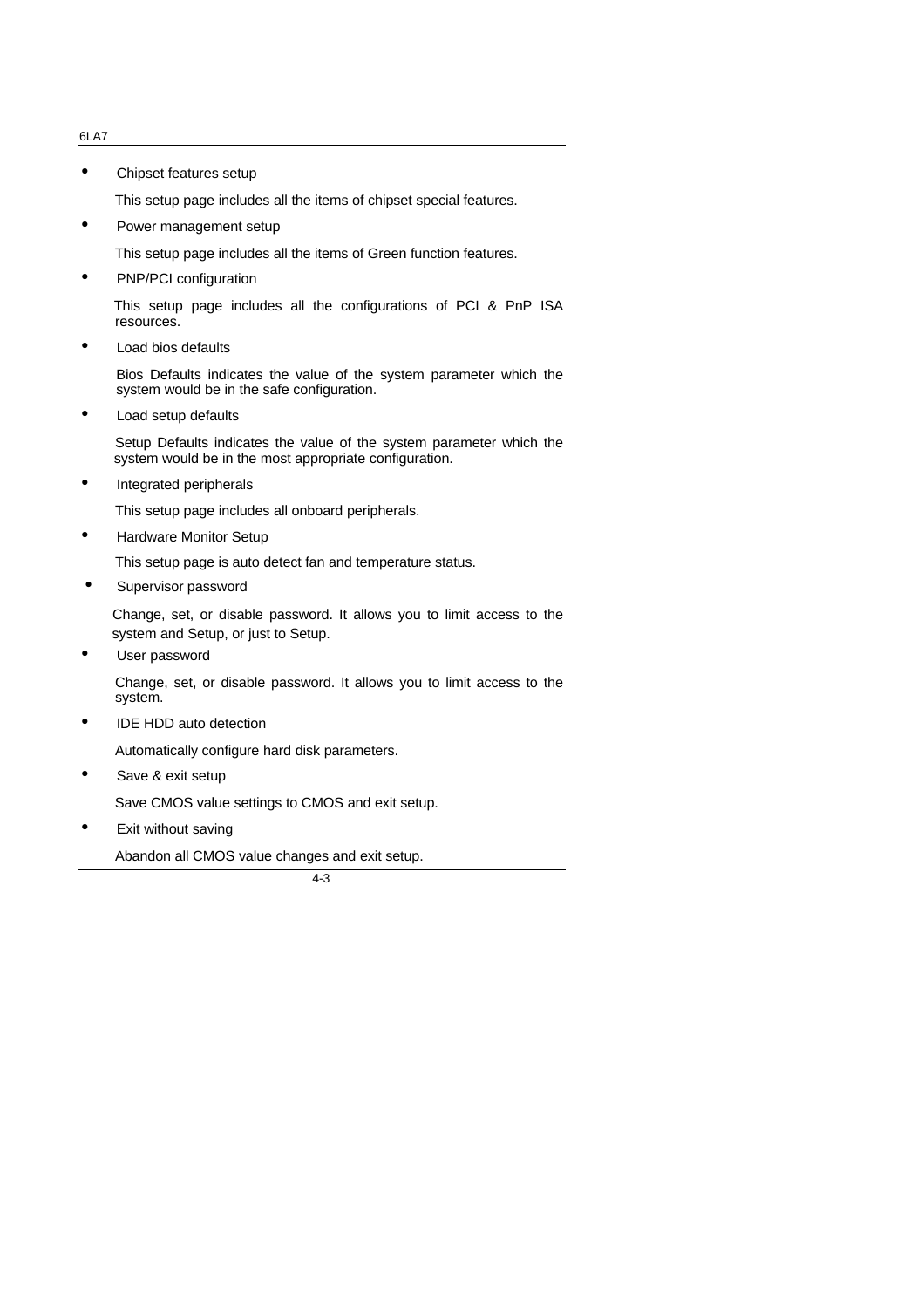- Chipset features setup

  This setup page includes all the items of chipset special features.

- Power management setup

  This setup page includes all the items of Green function features.

- PNP/PCI configuration

  This setup page includes all the configurations of PCI & PnP ISA resources.

- Load bios defaults

  Bios Defaults indicates the value of the system parameter which the system would be in the safe configuration.

- Load setup defaults

  Setup Defaults indicates the value of the system parameter which the system would be in the most appropriate configuration.

- Integrated peripherals

  This setup page includes all onboard peripherals.

- Hardware Monitor Setup

  This setup page is auto detect fan and temperature status.

- Supervisor password

  Change, set, or disable password. It allows you to limit access to the system and Setup, or just to Setup.

- User password

  Change, set, or disable password. It allows you to limit access to the system.

- IDE HDD auto detection

  Automatically configure hard disk parameters.

- Save & exit setup

  Save CMOS value settings to CMOS and exit setup.

- Exit without saving

  Abandon all CMOS value changes and exit setup.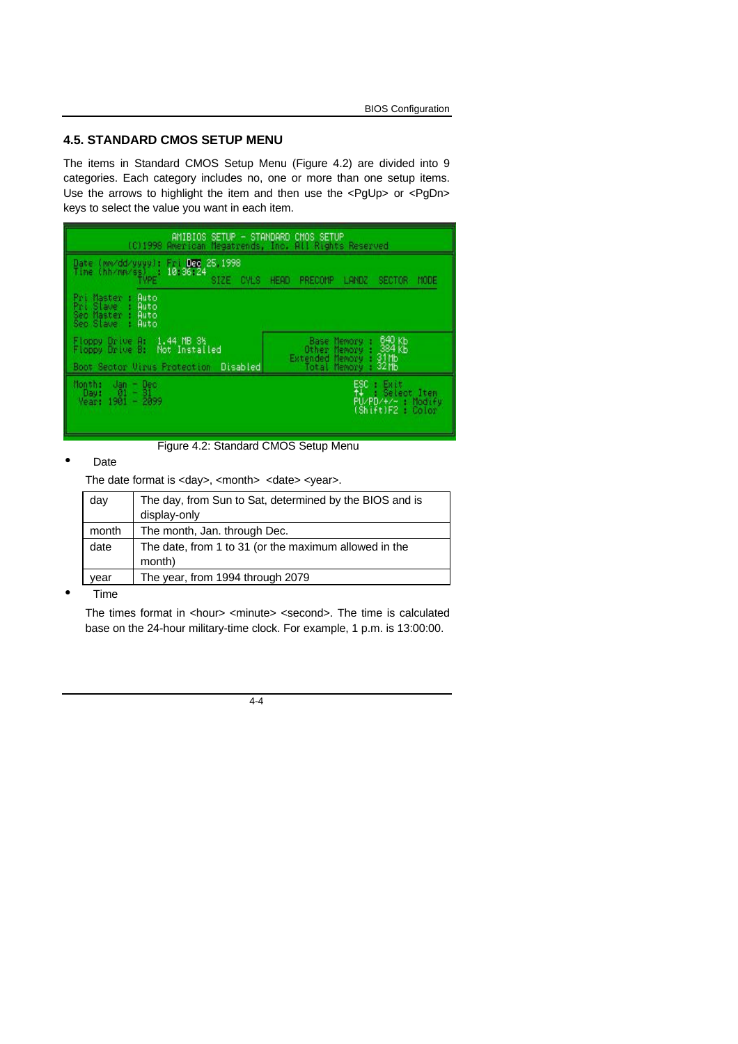## 4.5. STANDARD CMOS SETUP MENU

The items in Standard CMOS Setup Menu (Figure 4.2) are divided into 9 categories. Each category includes no, one or more than one setup items. Use the arrows to highlight the item and then use the <PgUp> or <PgDn> keys to select the value you want in each item.

```
AMIBIOS SETUP - STANDARD CMOS SETUP
(C)1998 American Megatrends, Inc. All Rights Reserved

Date (mm/dd/yyyy): Fri Dec 25,1998
Time (hh/mm/ss)  : 10:36:24
        TYPE            SIZE  CYLS  HEAD  PRECOMP  LANDZ  SECTOR  MODE
Pri Master : Auto
Pri Slave  : Auto
Sec Master : Auto
Sec Slave  : Auto

Floppy Drive A:  1.44 MB 3½                    Base Memory : 640 Kb
Floppy Drive B:  Not Installed                Other Memory : 384 Kb
                                           Extended Memory : 31 Mb
Boot Sector Virus Protection  Disabled        Total Memory : 32 Mb

Month:  Jan - Dec                              ESC : Exit
  Day:   01 - 31                               ↑↓  : Select Item
 Year: 1901 - 2099                      PU/PD/+/- : Modify
                                         (Shift)F2 : Color
```

Figure 4.2: Standard CMOS Setup Menu

- Date

The date format is <day>, <month> <date> <year>.

| | |
|---|---|
| day | The day, from Sun to Sat, determined by the BIOS and is display-only |
| month | The month, Jan. through Dec. |
| date | The date, from 1 to 31 (or the maximum allowed in the month) |
| year | The year, from 1994 through 2079 |

- Time

The times format in <hour> <minute> <second>. The time is calculated base on the 24-hour military-time clock. For example, 1 p.m. is 13:00:00.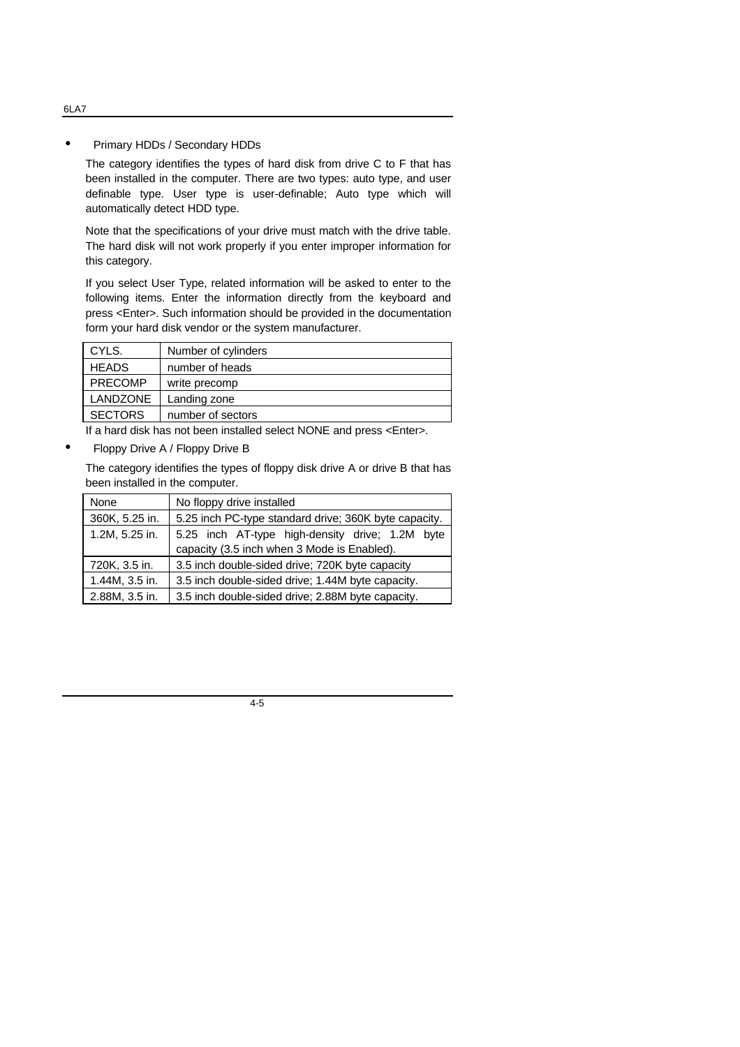- Primary HDDs / Secondary HDDs

  The category identifies the types of hard disk from drive C to F that has been installed in the computer. There are two types: auto type, and user definable type. User type is user-definable; Auto type which will automatically detect HDD type.

  Note that the specifications of your drive must match with the drive table. The hard disk will not work properly if you enter improper information for this category.

  If you select User Type, related information will be asked to enter to the following items. Enter the information directly from the keyboard and press <Enter>. Such information should be provided in the documentation form your hard disk vendor or the system manufacturer.

| CYLS. | Number of cylinders |
|---|---|
| HEADS | number of heads |
| PRECOMP | write precomp |
| LANDZONE | Landing zone |
| SECTORS | number of sectors |

  If a hard disk has not been installed select NONE and press <Enter>.

- Floppy Drive A / Floppy Drive B

  The category identifies the types of floppy disk drive A or drive B that has been installed in the computer.

| None | No floppy drive installed |
|---|---|
| 360K, 5.25 in. | 5.25 inch PC-type standard drive; 360K byte capacity. |
| 1.2M, 5.25 in. | 5.25 inch AT-type high-density drive; 1.2M byte capacity (3.5 inch when 3 Mode is Enabled). |
| 720K, 3.5 in. | 3.5 inch double-sided drive; 720K byte capacity |
| 1.44M, 3.5 in. | 3.5 inch double-sided drive; 1.44M byte capacity. |
| 2.88M, 3.5 in. | 3.5 inch double-sided drive; 2.88M byte capacity. |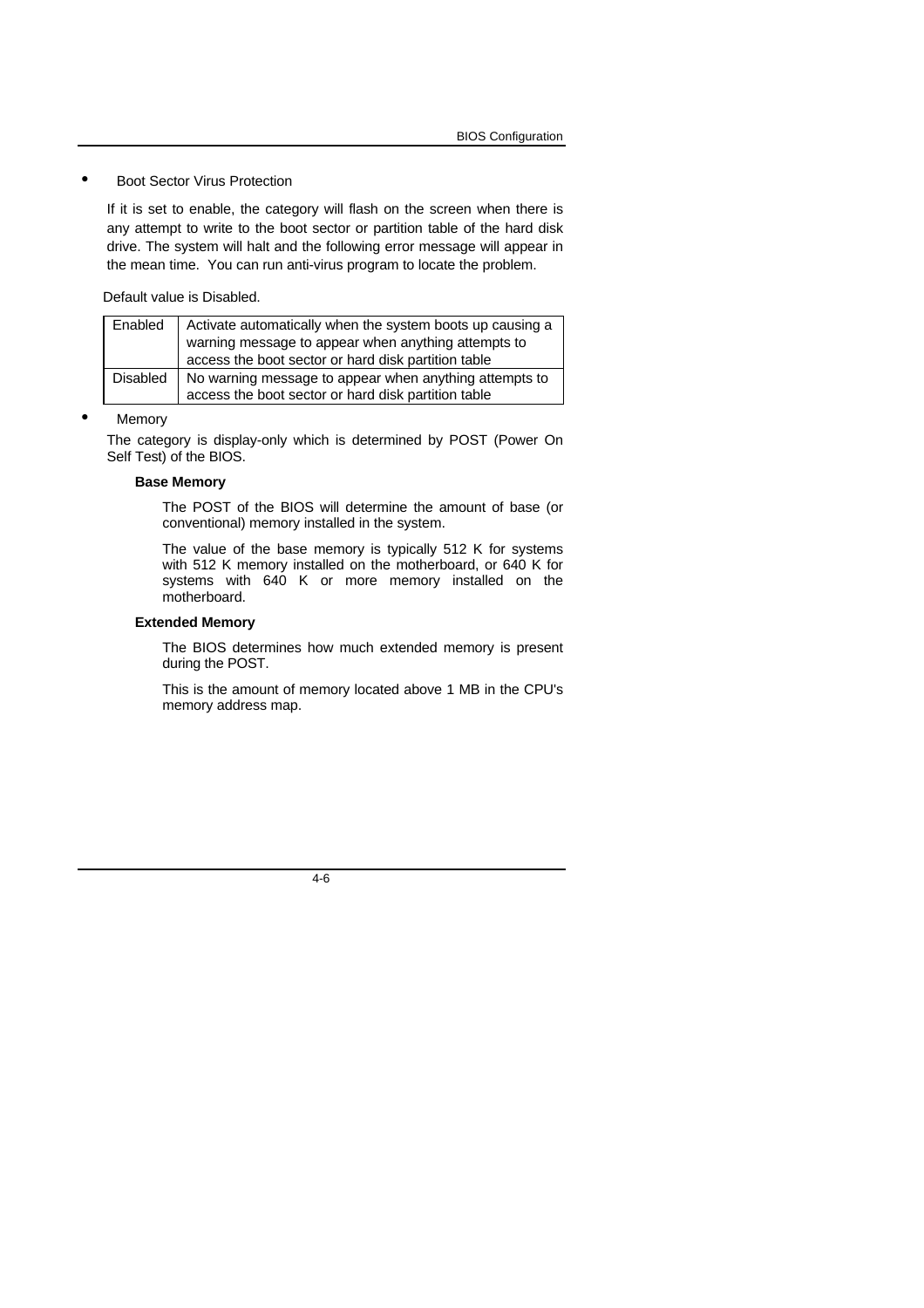- Boot Sector Virus Protection

If it is set to enable, the category will flash on the screen when there is any attempt to write to the boot sector or partition table of the hard disk drive. The system will halt and the following error message will appear in the mean time. You can run anti-virus program to locate the problem.

Default value is Disabled.

| | |
|---|---|
| Enabled | Activate automatically when the system boots up causing a warning message to appear when anything attempts to access the boot sector or hard disk partition table |
| Disabled | No warning message to appear when anything attempts to access the boot sector or hard disk partition table |

- Memory

The category is display-only which is determined by POST (Power On Self Test) of the BIOS.

**Base Memory**

The POST of the BIOS will determine the amount of base (or conventional) memory installed in the system.

The value of the base memory is typically 512 K for systems with 512 K memory installed on the motherboard, or 640 K for systems with 640 K or more memory installed on the motherboard.

**Extended Memory**

The BIOS determines how much extended memory is present during the POST.

This is the amount of memory located above 1 MB in the CPU's memory address map.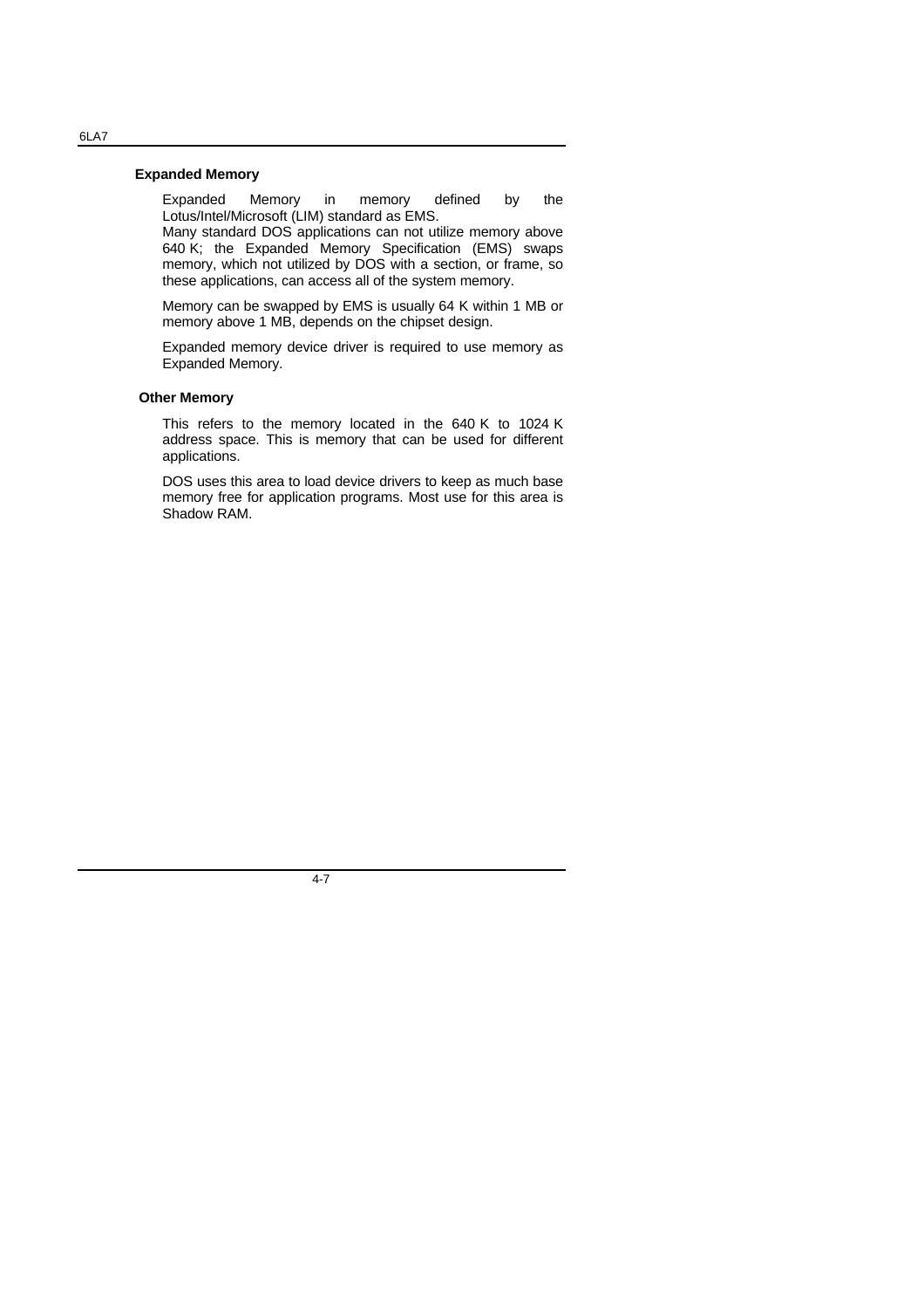### Expanded Memory

Expanded Memory in memory defined by the Lotus/Intel/Microsoft (LIM) standard as EMS.
Many standard DOS applications can not utilize memory above 640 K; the Expanded Memory Specification (EMS) swaps memory, which not utilized by DOS with a section, or frame, so these applications, can access all of the system memory.

Memory can be swapped by EMS is usually 64 K within 1 MB or memory above 1 MB, depends on the chipset design.

Expanded memory device driver is required to use memory as Expanded Memory.

### Other Memory

This refers to the memory located in the 640 K to 1024 K address space. This is memory that can be used for different applications.

DOS uses this area to load device drivers to keep as much base memory free for application programs. Most use for this area is Shadow RAM.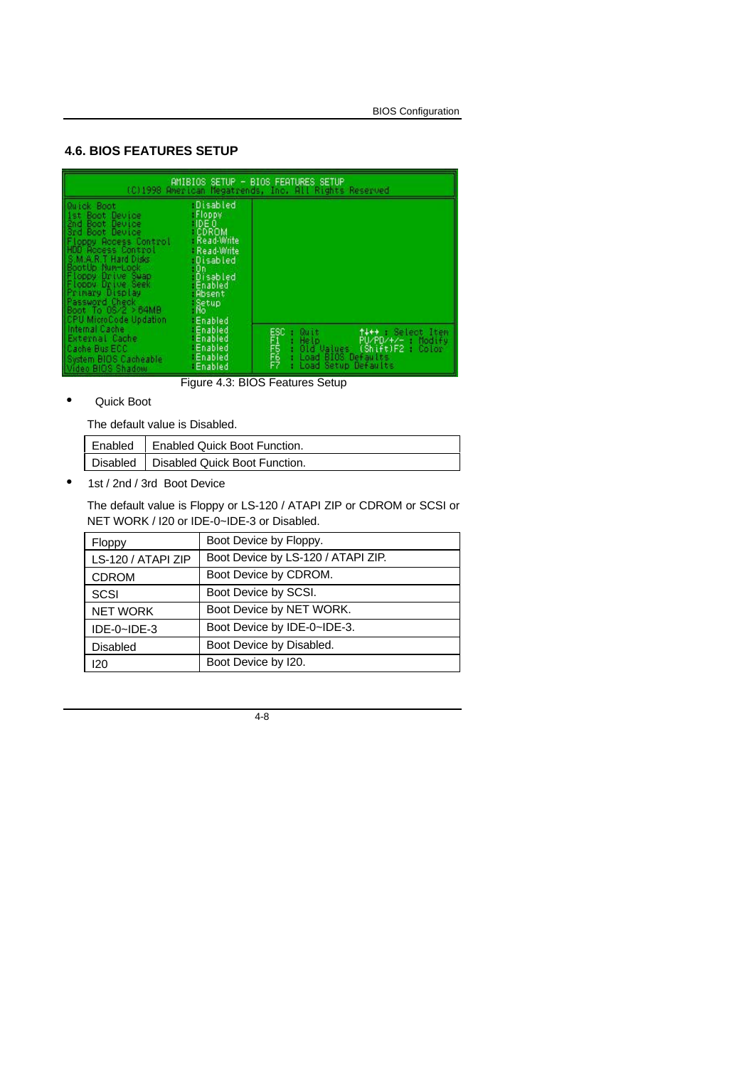## 4.6. BIOS FEATURES SETUP

```
AMIBIOS SETUP - BIOS FEATURES SETUP
(C)1998 American Megatrends, Inc. All Rights Reserved

Quick Boot                  :Disabled
1st Boot Device             :Floppy
2nd Boot Device             :IDE 0
3rd Boot Device             :CDROM
Floppy Access Control       :Read-Write
HDD Access Control          :Read-Write
S.M.A.R.T Hard Disks        :Disabled
BootUp Num-Lock             :On
Floppy Drive Swap           :Disabled
Floppy Drive Seek           :Enabled
Primary Display             :Absent
Password Check              :Setup
Boot To OS/2 > 64MB         :No
CPU MicroCode Updation      :Enabled
Internal Cache              :Enabled
External Cache              :Enabled
Cache Bus ECC               :Enabled
System BIOS Cacheable       :Enabled
Video BIOS Shadow           :Enabled

ESC : Quit            ↑↓→← : Select Item
F1  : Help            PU/PD/+/- : Modify
F5  : Old Values      (Shift)F2 : Color
F6  : Load BIOS Defaults
F7  : Load Setup Defaults
```

Figure 4.3: BIOS Features Setup

- Quick Boot

  The default value is Disabled.

| | |
|---|---|
| Enabled | Enabled Quick Boot Function. |
| Disabled | Disabled Quick Boot Function. |

- 1st / 2nd / 3rd Boot Device

  The default value is Floppy or LS-120 / ATAPI ZIP or CDROM or SCSI or NET WORK / I20 or IDE-0~IDE-3 or Disabled.

| | |
|---|---|
| Floppy | Boot Device by Floppy. |
| LS-120 / ATAPI ZIP | Boot Device by LS-120 / ATAPI ZIP. |
| CDROM | Boot Device by CDROM. |
| SCSI | Boot Device by SCSI. |
| NET WORK | Boot Device by NET WORK. |
| IDE-0~IDE-3 | Boot Device by IDE-0~IDE-3. |
| Disabled | Boot Device by Disabled. |
| I20 | Boot Device by I20. |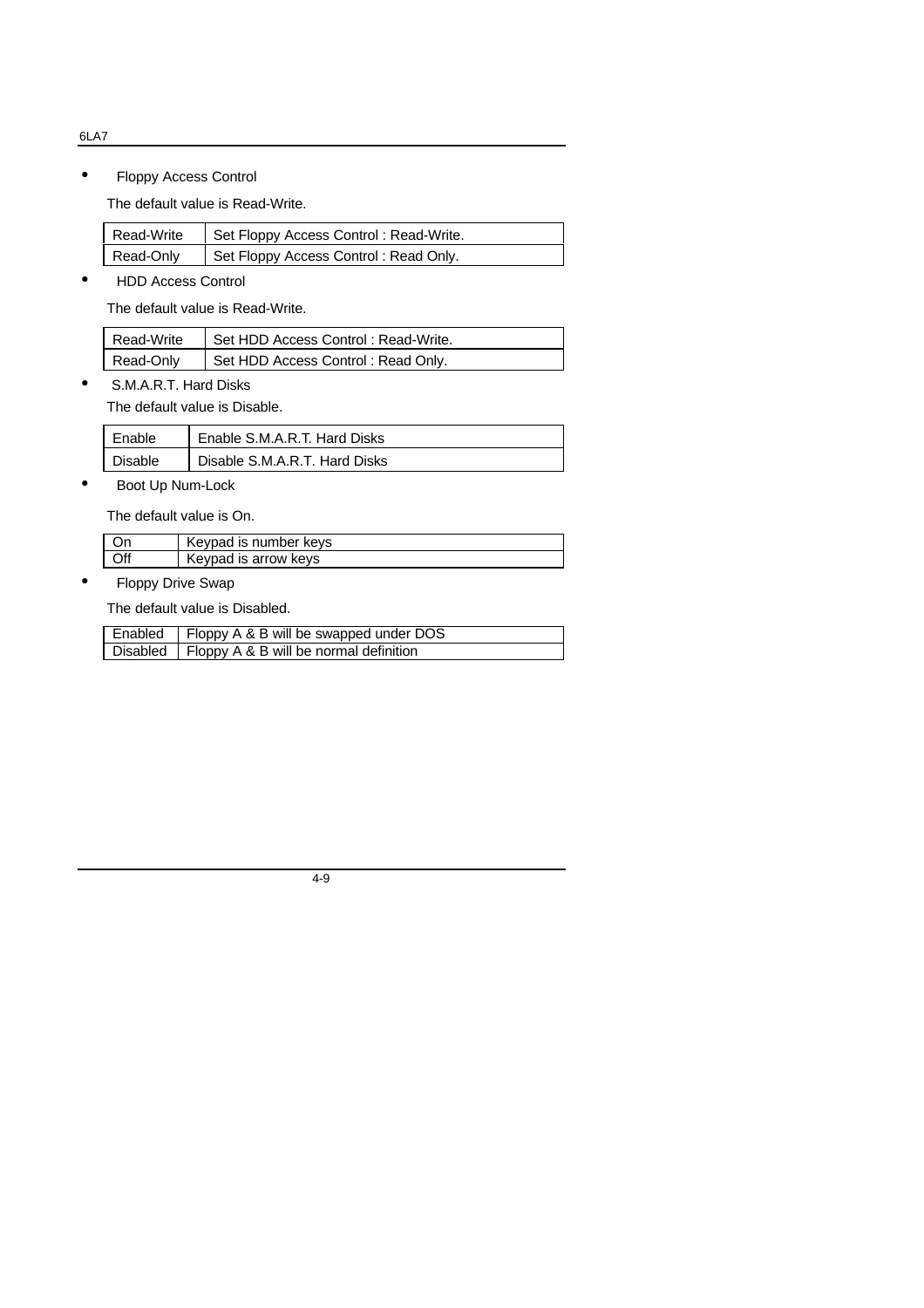- Floppy Access Control

The default value is Read-Write.

| Read-Write | Set Floppy Access Control : Read-Write. |
|---|---|
| Read-Only | Set Floppy Access Control : Read Only. |

- HDD Access Control

The default value is Read-Write.

| Read-Write | Set HDD Access Control : Read-Write. |
|---|---|
| Read-Only | Set HDD Access Control : Read Only. |

- S.M.A.R.T. Hard Disks

The default value is Disable.

| Enable | Enable S.M.A.R.T. Hard Disks |
|---|---|
| Disable | Disable S.M.A.R.T. Hard Disks |

- Boot Up Num-Lock

The default value is On.

| On | Keypad is number keys |
|---|---|
| Off | Keypad is arrow keys |

- Floppy Drive Swap

The default value is Disabled.

| Enabled | Floppy A & B will be swapped under DOS |
|---|---|
| Disabled | Floppy A & B will be normal definition |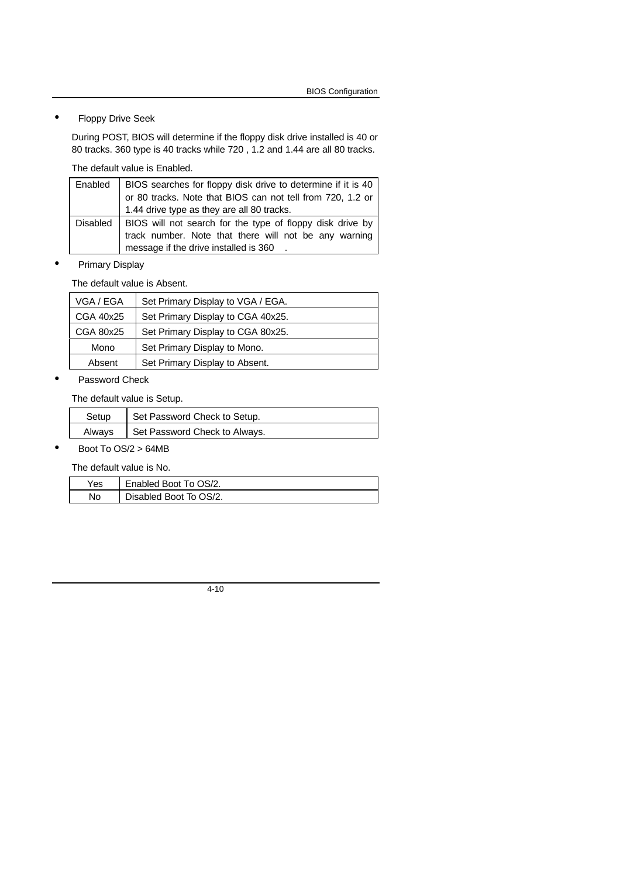- Floppy Drive Seek

During POST, BIOS will determine if the floppy disk drive installed is 40 or 80 tracks. 360 type is 40 tracks while 720 , 1.2 and 1.44 are all 80 tracks.

The default value is Enabled.

| | |
|---|---|
| Enabled | BIOS searches for floppy disk drive to determine if it is 40 or 80 tracks. Note that BIOS can not tell from 720, 1.2 or 1.44 drive type as they are all 80 tracks. |
| Disabled | BIOS will not search for the type of floppy disk drive by track number. Note that there will not be any warning message if the drive installed is 360 . |

- Primary Display

The default value is Absent.

| | |
|---|---|
| VGA / EGA | Set Primary Display to VGA / EGA. |
| CGA 40x25 | Set Primary Display to CGA 40x25. |
| CGA 80x25 | Set Primary Display to CGA 80x25. |
| Mono | Set Primary Display to Mono. |
| Absent | Set Primary Display to Absent. |

- Password Check

The default value is Setup.

| | |
|---|---|
| Setup | Set Password Check to Setup. |
| Always | Set Password Check to Always. |

- Boot To OS/2 > 64MB

The default value is No.

| | |
|---|---|
| Yes | Enabled Boot To OS/2. |
| No | Disabled Boot To OS/2. |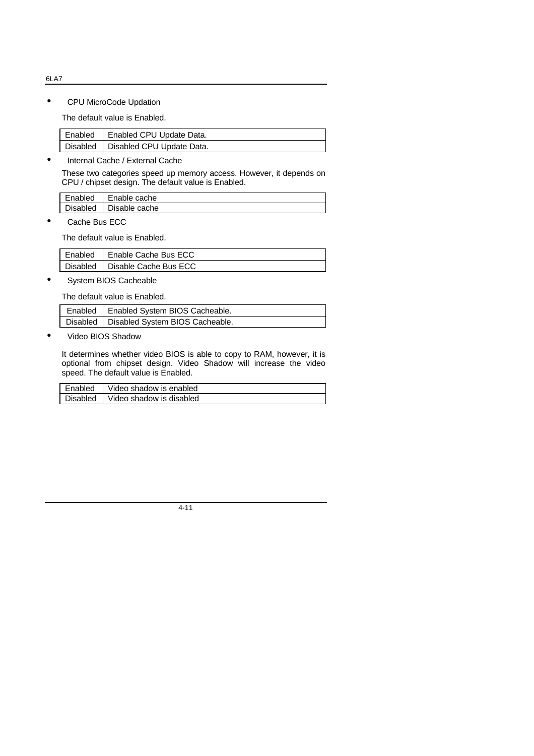- CPU MicroCode Updation

The default value is Enabled.

| | |
|---|---|
| Enabled | Enabled CPU Update Data. |
| Disabled | Disabled CPU Update Data. |

- Internal Cache / External Cache

These two categories speed up memory access. However, it depends on CPU / chipset design. The default value is Enabled.

| | |
|---|---|
| Enabled | Enable cache |
| Disabled | Disable cache |

- Cache Bus ECC

The default value is Enabled.

| | |
|---|---|
| Enabled | Enable Cache Bus ECC |
| Disabled | Disable Cache Bus ECC |

- System BIOS Cacheable

The default value is Enabled.

| | |
|---|---|
| Enabled | Enabled System BIOS Cacheable. |
| Disabled | Disabled System BIOS Cacheable. |

- Video BIOS Shadow

It determines whether video BIOS is able to copy to RAM, however, it is optional from chipset design. Video Shadow will increase the video speed. The default value is Enabled.

| | |
|---|---|
| Enabled | Video shadow is enabled |
| Disabled | Video shadow is disabled |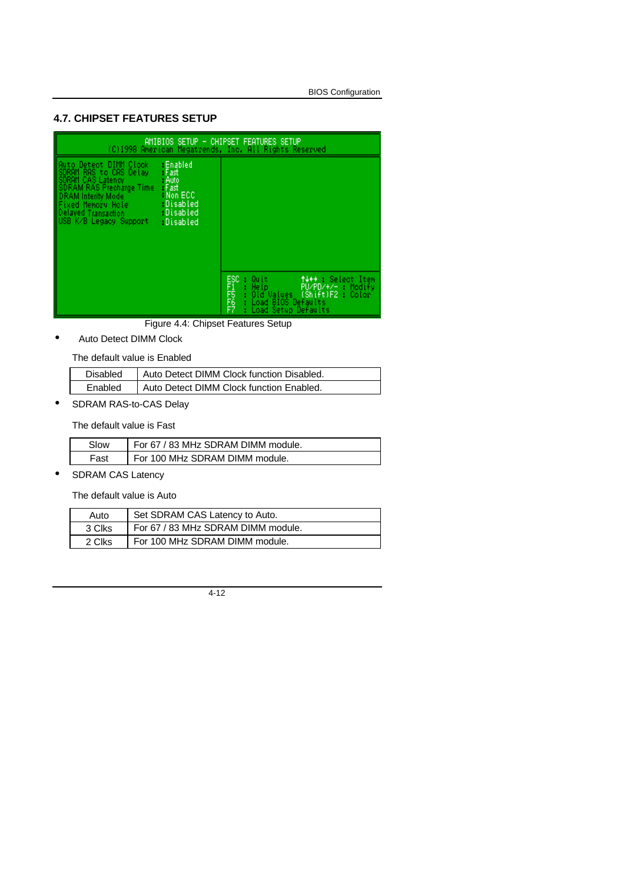## 4.7. CHIPSET FEATURES SETUP

```
AMIBIOS SETUP – CHIPSET FEATURES SETUP
(C)1998 American Megatrends, Inc. All Rights Reserved

Auto Detect DIMM Clock       :Enabled
SDRAM RAS to CAS Delay       :Fast
SDRAM CAS Latency            :Auto
SDRAM RAS Precharge Time     :Fast
DRAM Interity Mode           :Non ECC
Fixed Memory Hole            :Disabled
Delayed Transaction          :Disabled
USB K/B Legacy Support       :Disabled

ESC : Quit              ↑↓←→ : Select Item
F1  : Help              PU/PD/+/- : Modify
F5  : Old Values        (Shift)F2 : Color
F6  : Load BIOS Defaults
F7  : Load Setup Defaults
```

Figure 4.4: Chipset Features Setup

- Auto Detect DIMM Clock

The default value is Enabled

| Disabled | Auto Detect DIMM Clock function Disabled. |
|---|---|
| Enabled | Auto Detect DIMM Clock function Enabled. |

- SDRAM RAS-to-CAS Delay

The default value is Fast

| Slow | For 67 / 83 MHz SDRAM DIMM module. |
|---|---|
| Fast | For 100 MHz SDRAM DIMM module. |

- SDRAM CAS Latency

The default value is Auto

| Auto | Set SDRAM CAS Latency to Auto. |
|---|---|
| 3 Clks | For 67 / 83 MHz SDRAM DIMM module. |
| 2 Clks | For 100 MHz SDRAM DIMM module. |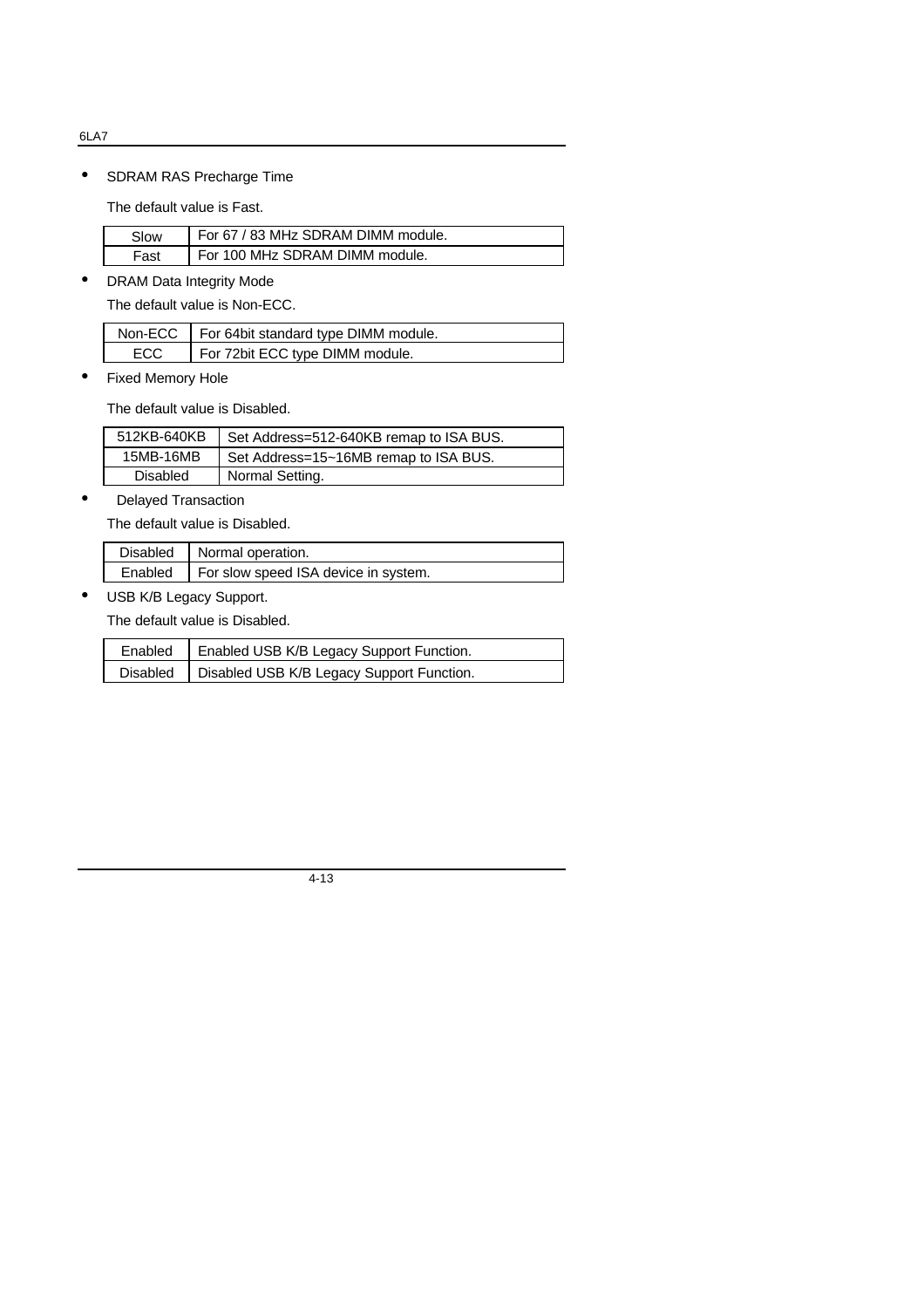- SDRAM RAS Precharge Time

  The default value is Fast.

| Slow | For 67 / 83 MHz SDRAM DIMM module. |
|---|---|
| Fast | For 100 MHz SDRAM DIMM module. |

- DRAM Data Integrity Mode

  The default value is Non-ECC.

| Non-ECC | For 64bit standard type DIMM module. |
|---|---|
| ECC | For 72bit ECC type DIMM module. |

- Fixed Memory Hole

  The default value is Disabled.

| 512KB-640KB | Set Address=512-640KB remap to ISA BUS. |
|---|---|
| 15MB-16MB | Set Address=15~16MB remap to ISA BUS. |
| Disabled | Normal Setting. |

- Delayed Transaction

  The default value is Disabled.

| Disabled | Normal operation. |
|---|---|
| Enabled | For slow speed ISA device in system. |

- USB K/B Legacy Support.

  The default value is Disabled.

| Enabled | Enabled USB K/B Legacy Support Function. |
|---|---|
| Disabled | Disabled USB K/B Legacy Support Function. |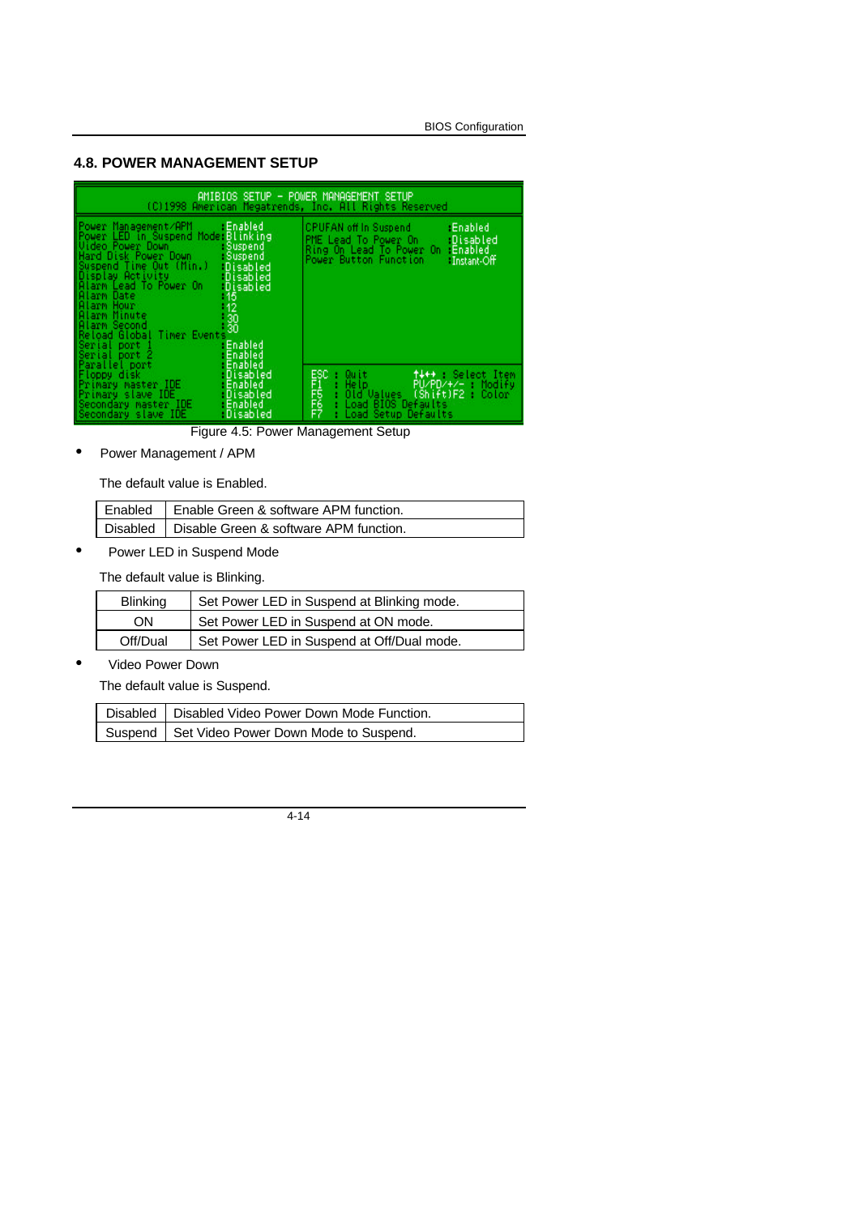## 4.8. POWER MANAGEMENT SETUP

```
AMIBIOS SETUP - POWER MANAGEMENT SETUP
(C)1998 American Megatrends, Inc. All Rights Reserved

Power Management/APM          :Enabled     CPUFAN off In Suspend         :Enabled
Power LED in Suspend Mode     :Blinking    PME Lead To Power On          :Disabled
Video Power Down              :Suspend     Ring On Lead To Power On      :Enabled
Hard Disk Power Down          :Suspend     Power Button Function         :Instant-Off
Suspend Time Out (Min.)       :Disabled
Display Activity              :Disabled
Alarm Lead To Power On        :Disabled
Alarm Date                    :15
Alarm Hour                    :12
Alarm Minute                  :30
Alarm Second                  :30
Reload Global Timer Events
Serial port 1                 :Enabled
Serial port 2                 :Enabled
Parallel port                 :Enabled
Floppy disk                   :Disabled    ESC : Quit          ↑↓←→ : Select Item
Primary master IDE            :Enabled     F1  : Help          PU/PD/+/- : Modify
Primary slave IDE             :Disabled    F5  : Old Values    (Shift)F2 : Color
Secondary master IDE          :Enabled     F6  : Load BIOS Defaults
Secondary slave IDE           :Disabled    F7  : Load Setup Defaults
```

Figure 4.5: Power Management Setup

- Power Management / APM

  The default value is Enabled.

| Enabled | Enable Green & software APM function. |
|---|---|
| Disabled | Disable Green & software APM function. |

- Power LED in Suspend Mode

  The default value is Blinking.

| Blinking | Set Power LED in Suspend at Blinking mode. |
|---|---|
| ON | Set Power LED in Suspend at ON mode. |
| Off/Dual | Set Power LED in Suspend at Off/Dual mode. |

- Video Power Down

  The default value is Suspend.

| Disabled | Disabled Video Power Down Mode Function. |
|---|---|
| Suspend | Set Video Power Down Mode to Suspend. |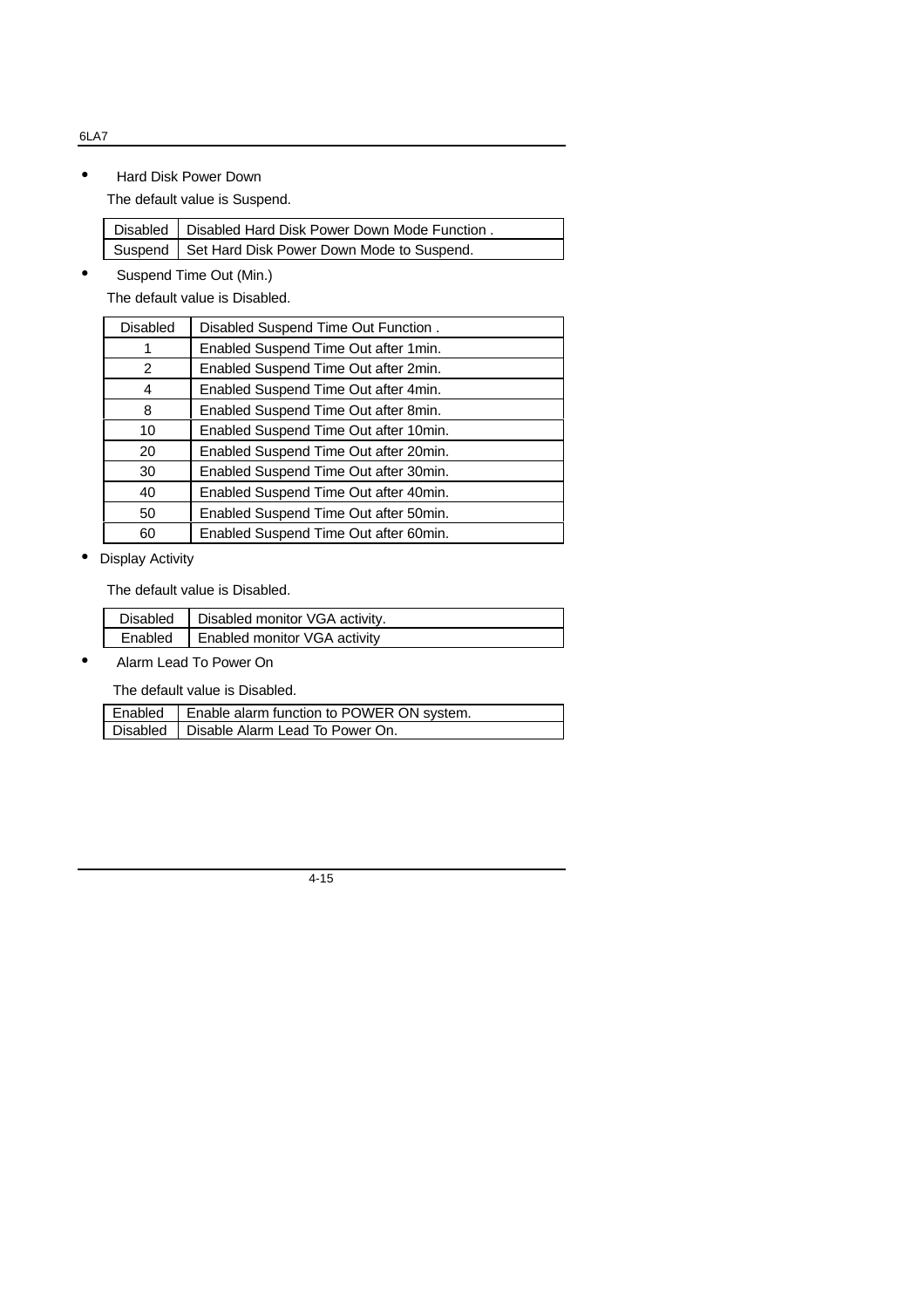- Hard Disk Power Down

  The default value is Suspend.

| Disabled | Disabled Hard Disk Power Down Mode Function . |
|---|---|
| Suspend | Set Hard Disk Power Down Mode to Suspend. |

- Suspend Time Out (Min.)

  The default value is Disabled.

| Disabled | Disabled Suspend Time Out Function . |
|---|---|
| 1 | Enabled Suspend Time Out after 1min. |
| 2 | Enabled Suspend Time Out after 2min. |
| 4 | Enabled Suspend Time Out after 4min. |
| 8 | Enabled Suspend Time Out after 8min. |
| 10 | Enabled Suspend Time Out after 10min. |
| 20 | Enabled Suspend Time Out after 20min. |
| 30 | Enabled Suspend Time Out after 30min. |
| 40 | Enabled Suspend Time Out after 40min. |
| 50 | Enabled Suspend Time Out after 50min. |
| 60 | Enabled Suspend Time Out after 60min. |

- Display Activity

  The default value is Disabled.

| Disabled | Disabled monitor VGA activity. |
|---|---|
| Enabled | Enabled monitor VGA activity |

- Alarm Lead To Power On

  The default value is Disabled.

| Enabled | Enable alarm function to POWER ON system. |
|---|---|
| Disabled | Disable Alarm Lead To Power On. |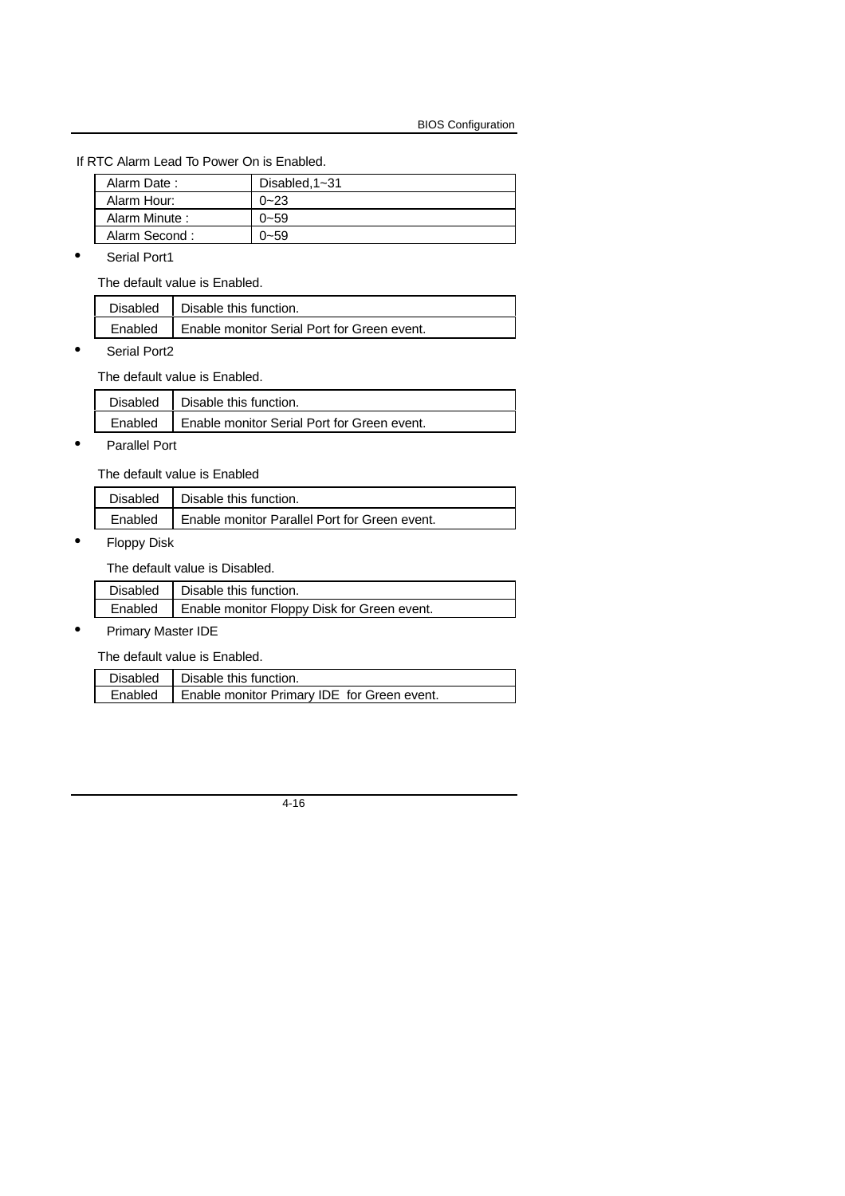If RTC Alarm Lead To Power On is Enabled.

| Alarm Date : | Disabled,1~31 |
|---|---|
| Alarm Hour: | 0~23 |
| Alarm Minute : | 0~59 |
| Alarm Second : | 0~59 |

- Serial Port1

The default value is Enabled.

| Disabled | Disable this function. |
|---|---|
| Enabled | Enable monitor Serial Port for Green event. |

- Serial Port2

The default value is Enabled.

| Disabled | Disable this function. |
|---|---|
| Enabled | Enable monitor Serial Port for Green event. |

- Parallel Port

The default value is Enabled

| Disabled | Disable this function. |
|---|---|
| Enabled | Enable monitor Parallel Port for Green event. |

- Floppy Disk

The default value is Disabled.

| Disabled | Disable this function. |
|---|---|
| Enabled | Enable monitor Floppy Disk for Green event. |

- Primary Master IDE

The default value is Enabled.

| Disabled | Disable this function. |
|---|---|
| Enabled | Enable monitor Primary IDE for Green event. |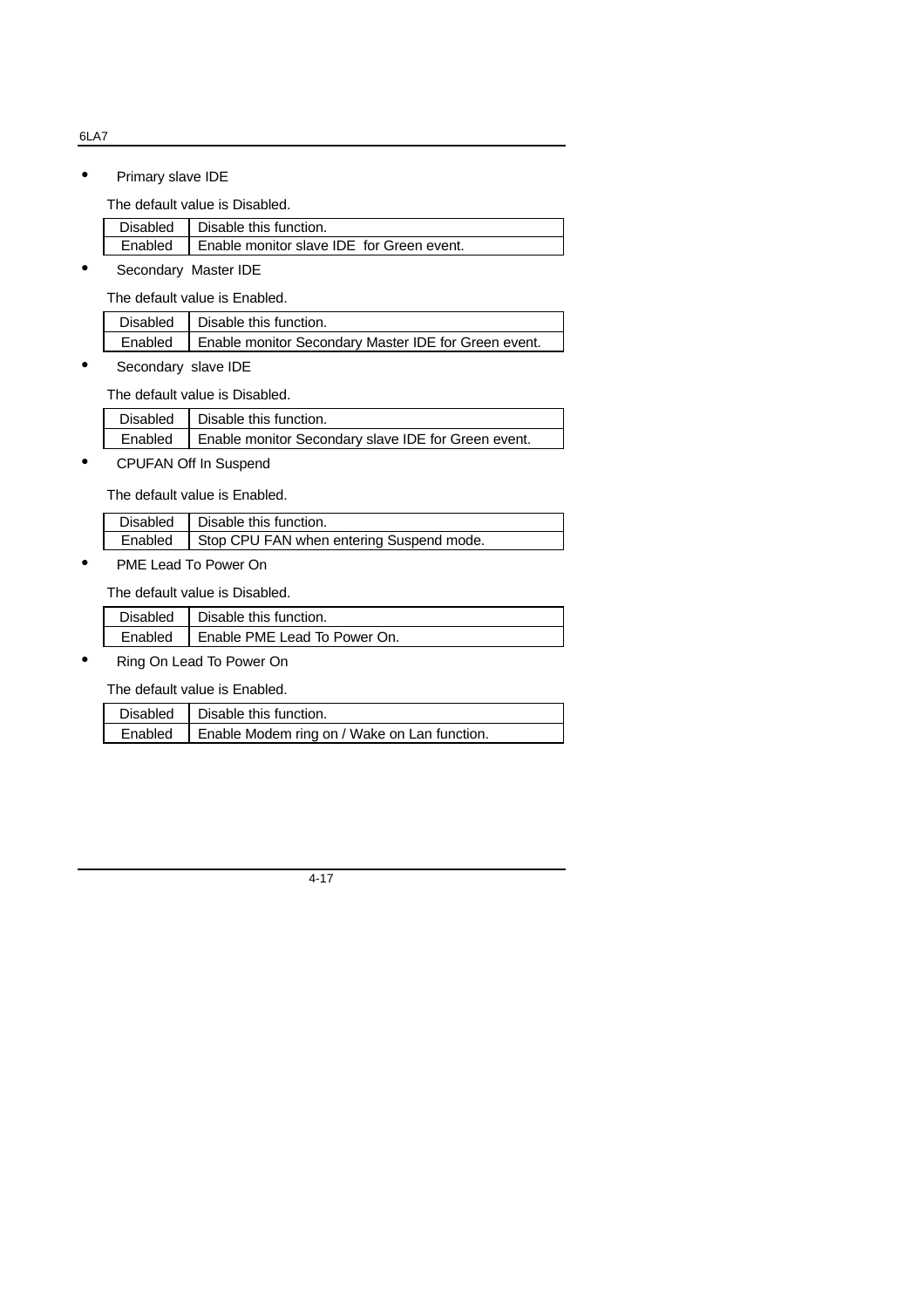- Primary slave IDE

  The default value is Disabled.

| Disabled | Disable this function. |
| --- | --- |
| Enabled | Enable monitor slave IDE  for Green event. |

- Secondary  Master IDE

  The default value is Enabled.

| Disabled | Disable this function. |
| --- | --- |
| Enabled | Enable monitor Secondary Master IDE for Green event. |

- Secondary  slave IDE

  The default value is Disabled.

| Disabled | Disable this function. |
| --- | --- |
| Enabled | Enable monitor Secondary slave IDE for Green event. |

- CPUFAN Off In Suspend

  The default value is Enabled.

| Disabled | Disable this function. |
| --- | --- |
| Enabled | Stop CPU FAN when entering Suspend mode. |

- PME Lead To Power On

  The default value is Disabled.

| Disabled | Disable this function. |
| --- | --- |
| Enabled | Enable PME Lead To Power On. |

- Ring On Lead To Power On

  The default value is Enabled.

| Disabled | Disable this function. |
| --- | --- |
| Enabled | Enable Modem ring on / Wake on Lan function. |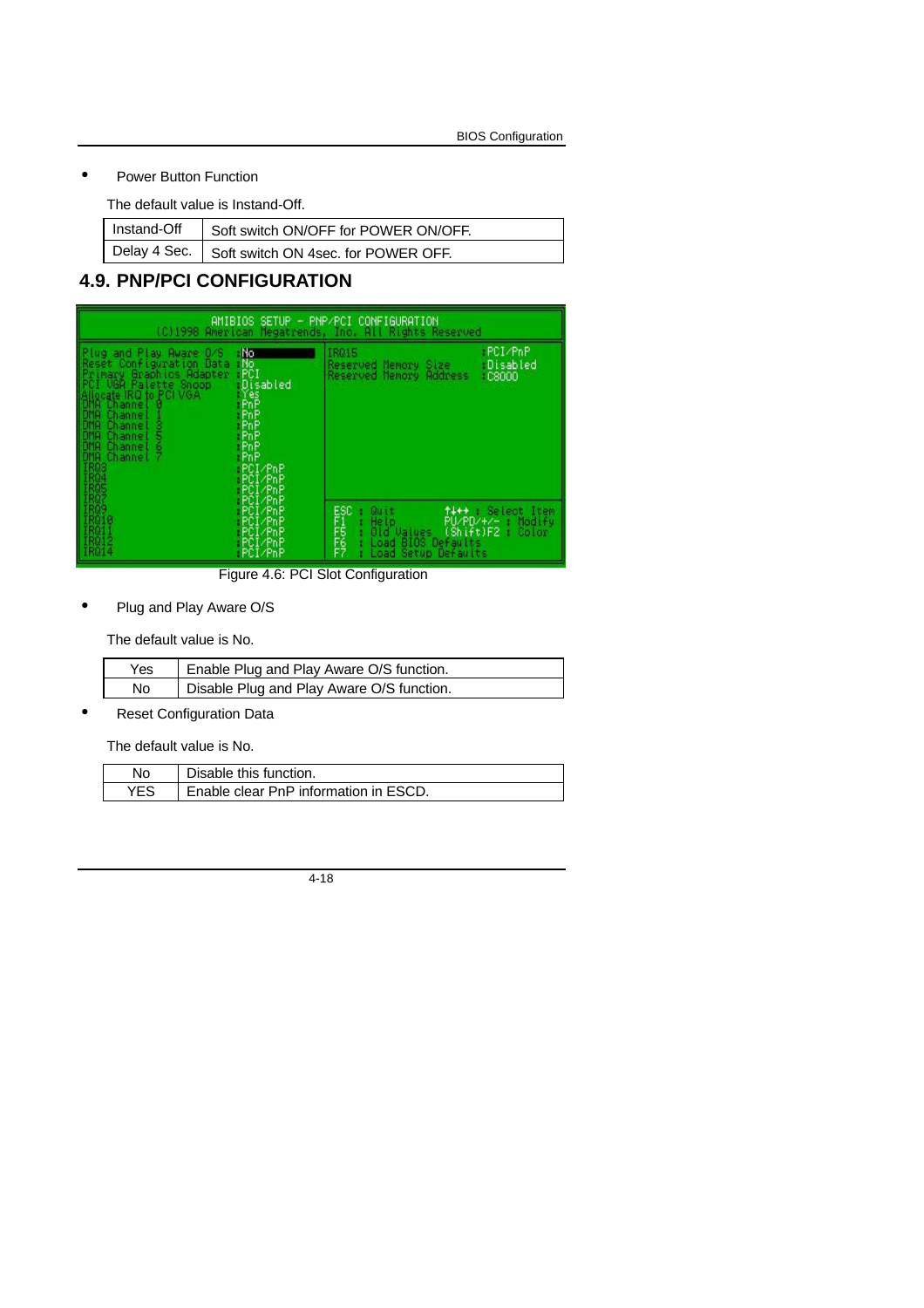- Power Button Function

The default value is Instand-Off.

| Instand-Off | Soft switch ON/OFF for POWER ON/OFF. |
|---|---|
| Delay 4 Sec. | Soft switch ON 4sec. for POWER OFF. |

## 4.9. PNP/PCI CONFIGURATION

```
AMIBIOS SETUP – PNP/PCI CONFIGURATION
(C)1998 American Megatrends, Inc. All Rights Reserved

Plug and Play Aware O/S    :No              IRQ15                  :PCI/PnP
Reset Configuration Data   :No              Reserved Memory Size   :Disabled
Primary Graphics Adapter   :PCI             Reserved Memory Address :C8000
PCI VGA Palette Snoop      :Disabled
Allocate IRQ to PCI VGA    :Yes
DMA Channel 0              :PnP
DMA Channel 1              :PnP
DMA Channel 3              :PnP
DMA Channel 5              :PnP
DMA Channel 6              :PnP
DMA Channel 7              :PnP
IRQ3                       :PCI/PnP
IRQ4                       :PCI/PnP
IRQ5                       :PCI/PnP
IRQ7                       :PCI/PnP
IRQ9                       :PCI/PnP         ESC : Quit         ↑↓←→ : Select Item
IRQ10                      :PCI/PnP         F1  : Help         PU/PD/+/- : Modify
IRQ11                      :PCI/PnP         F5  : Old Values   (Shift)F2 : Color
IRQ12                      :PCI/PnP         F6  : Load BIOS Defaults
IRQ14                      :PCI/PnP         F7  : Load Setup Defaults
```

Figure 4.6: PCI Slot Configuration

- Plug and Play Aware O/S

The default value is No.

| Yes | Enable Plug and Play Aware O/S function. |
|---|---|
| No | Disable Plug and Play Aware O/S function. |

- Reset Configuration Data

The default value is No.

| No | Disable this function. |
|---|---|
| YES | Enable clear PnP information in ESCD. |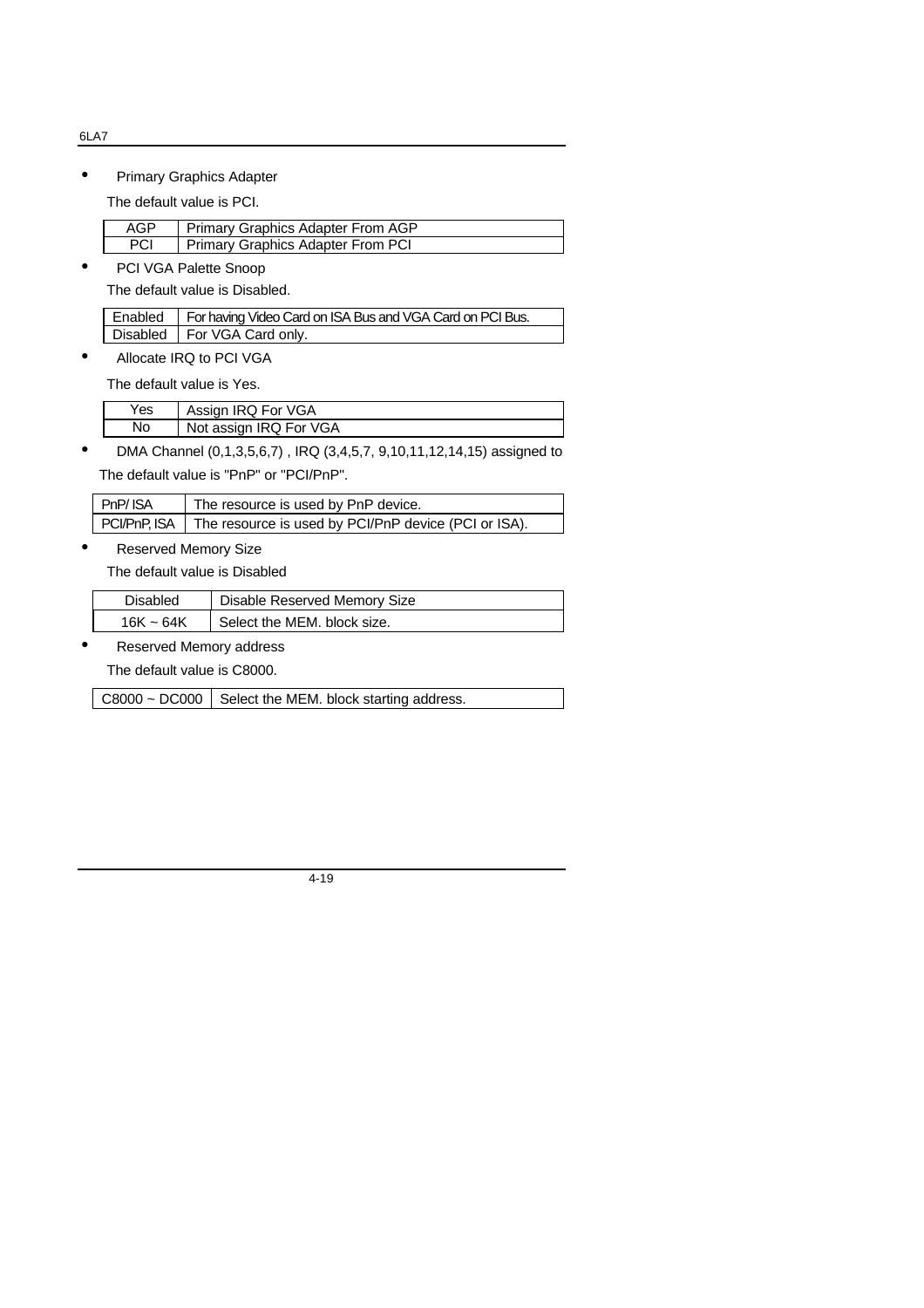- Primary Graphics Adapter

  The default value is PCI.

| AGP | Primary Graphics Adapter From AGP |
|---|---|
| PCI | Primary Graphics Adapter From PCI |

- PCI VGA Palette Snoop

  The default value is Disabled.

| Enabled | For having Video Card on ISA Bus and VGA Card on PCI Bus. |
|---|---|
| Disabled | For VGA Card only. |

- Allocate IRQ to PCI VGA

  The default value is Yes.

| Yes | Assign IRQ For VGA |
|---|---|
| No | Not assign IRQ For VGA |

- DMA Channel (0,1,3,5,6,7) , IRQ (3,4,5,7, 9,10,11,12,14,15) assigned to

  The default value is "PnP" or "PCI/PnP".

| PnP/ ISA | The resource is used by PnP device. |
|---|---|
| PCI/PnP, ISA | The resource is used by PCI/PnP device (PCI or ISA). |

- Reserved Memory Size

  The default value is Disabled

| Disabled | Disable Reserved Memory Size |
|---|---|
| 16K ~ 64K | Select the MEM. block size. |

- Reserved Memory address

  The default value is C8000.

| C8000 ~ DC000 | Select the MEM. block starting address. |
|---|---|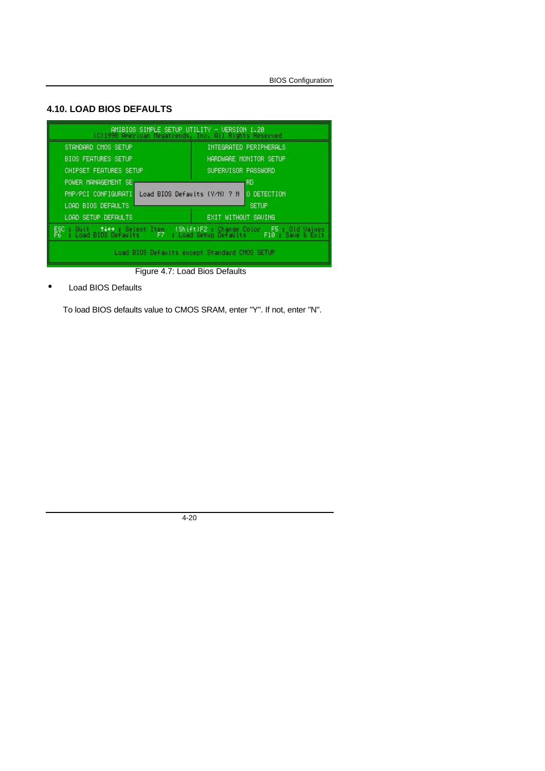## 4.10. LOAD BIOS DEFAULTS

```
              AMIBIOS SIMPLE SETUP UTILITY - VERSION 1.20
        (C)1998 American Megatrends, Inc. All Rights Reserved

  STANDARD CMOS SETUP                    INTEGRATED PERIPHERALS
  BIOS FEATURES SETUP                    HARDWARE MONITOR SETUP
  CHIPSET FEATURES SETUP                 SUPERVISOR PASSWORD
  POWER MANAGEMENT SE                    RD
  PNP/PCI CONFIGURATI  Load BIOS Defaults (Y/N) ? N   O DETECTION
  LOAD BIOS DEFAULTS                       SETUP
  LOAD SETUP DEFAULTS                    EXIT WITHOUT SAVING

ESC : Quit   ↑↓←→ : Select Item   (Shift)F2 : Change Color   F5 : Old Values
F6  : Load BIOS Defaults     F7  : Load Setup Defaults     F10 : Save & Exit

              Load BIOS Defaults except Standard CMOS SETUP
```

Figure 4.7: Load Bios Defaults

- Load BIOS Defaults

To load BIOS defaults value to CMOS SRAM, enter "Y". If not, enter "N".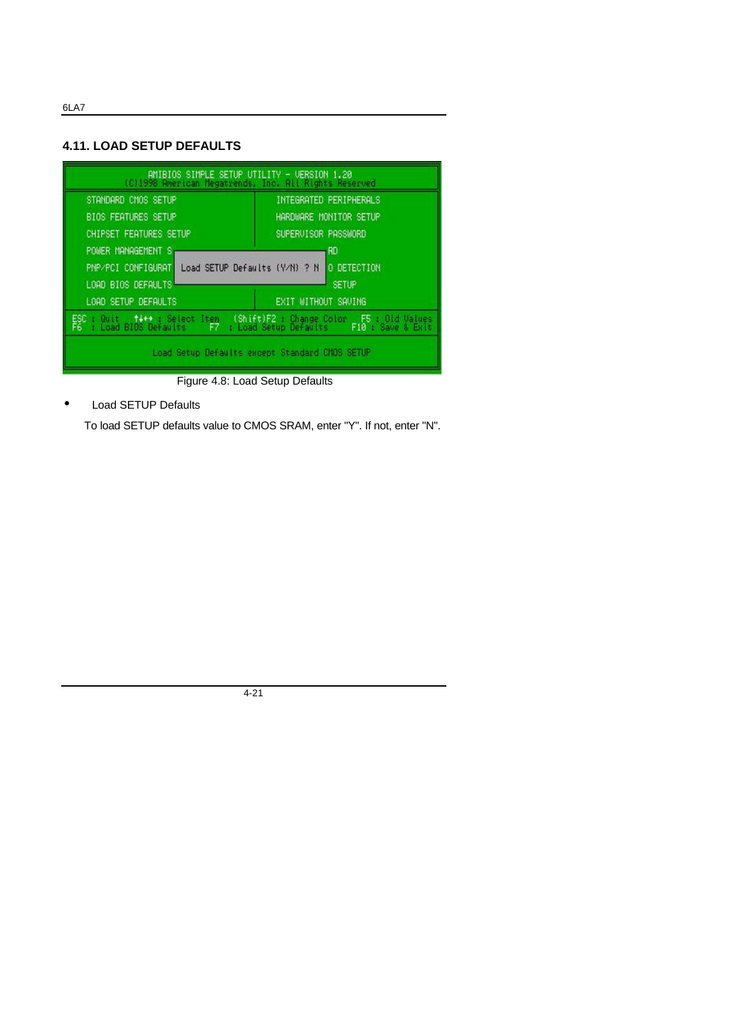## 4.11. LOAD SETUP DEFAULTS

```
                AMIBIOS SIMPLE SETUP UTILITY - VERSION 1.20
          (C)1998 American Megatrends, Inc. All Rights Reserved

  STANDARD CMOS SETUP                  INTEGRATED PERIPHERALS
  BIOS FEATURES SETUP                  HARDWARE MONITOR SETUP
  CHIPSET FEATURES SETUP               SUPERVISOR PASSWORD
  POWER MANAGEMENT S                   RD
  PNP/PCI CONFIGURAT  Load SETUP Defaults (Y/N) ? N  O DETECTION
  LOAD BIOS DEFAULTS                   SETUP
  LOAD SETUP DEFAULTS                  EXIT WITHOUT SAVING

ESC : Quit   ↑↓→← : Select Item   (Shift)F2 : Change Color   F5 : Old Values
F6  : Load BIOS Defaults   F7  : Load Setup Defaults   F10 : Save & Exit

              Load Setup Defaults except Standard CMOS SETUP
```

Figure 4.8: Load Setup Defaults

- Load SETUP Defaults

  To load SETUP defaults value to CMOS SRAM, enter "Y". If not, enter "N".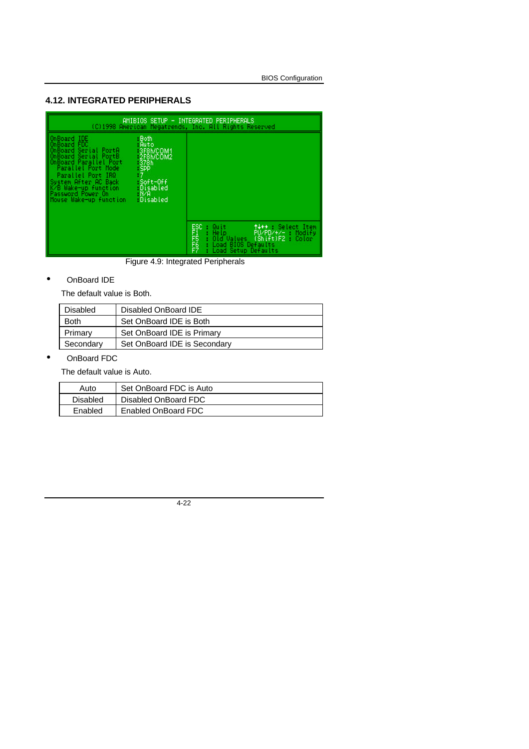## 4.12. INTEGRATED PERIPHERALS

```
AMIBIOS SETUP - INTEGRATED PERIPHERALS
(C)1998 American Megatrends, Inc. All Rights Reserved

OnBoard IDE                  :Both
OnBoard FDC                  :Auto
OnBoard Serial PortA         :3F8h/COM1
OnBoard Serial PortB         :2F8h/COM2
OnBoard Parallel Port        :378h
  Parallel Port Mode         :SPP
  Parallel Port IRQ          :7
System After AC Back         :Soft-Off
K/B Wake-up function         :Disabled
Password Power On            :N/A
Mouse Wake-up function       :Disabled

ESC : Quit                ↑↓←→ : Select Item
F1  : Help                PU/PD/+/- : Modify
F5  : Old Values          (Shift)F2 : Color
F6  : Load BIOS Defaults
F7  : Load Setup Defaults
```

Figure 4.9: Integrated Peripherals

- OnBoard IDE

The default value is Both.

| Disabled | Disabled OnBoard IDE |
|---|---|
| Both | Set OnBoard IDE is Both |
| Primary | Set OnBoard IDE is Primary |
| Secondary | Set OnBoard IDE is Secondary |

- OnBoard FDC

The default value is Auto.

| Auto | Set OnBoard FDC is Auto |
|---|---|
| Disabled | Disabled OnBoard FDC |
| Enabled | Enabled OnBoard FDC |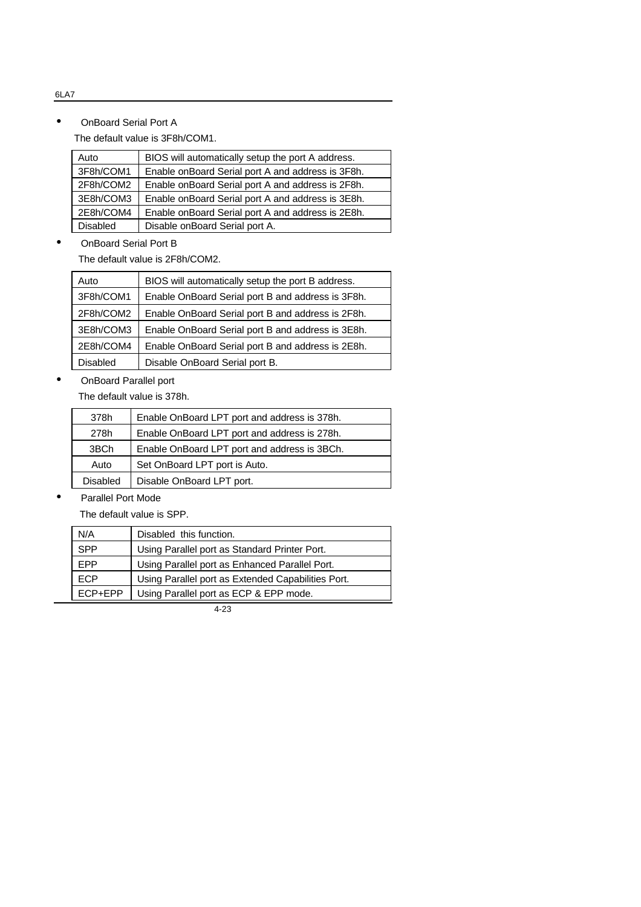- OnBoard Serial Port A

  The default value is 3F8h/COM1.

| Auto | BIOS will automatically setup the port A address. |
|---|---|
| 3F8h/COM1 | Enable onBoard Serial port A and address is 3F8h. |
| 2F8h/COM2 | Enable onBoard Serial port A and address is 2F8h. |
| 3E8h/COM3 | Enable onBoard Serial port A and address is 3E8h. |
| 2E8h/COM4 | Enable onBoard Serial port A and address is 2E8h. |
| Disabled | Disable onBoard Serial port A. |

- OnBoard Serial Port B

  The default value is 2F8h/COM2.

| Auto | BIOS will automatically setup the port B address. |
|---|---|
| 3F8h/COM1 | Enable OnBoard Serial port B and address is 3F8h. |
| 2F8h/COM2 | Enable OnBoard Serial port B and address is 2F8h. |
| 3E8h/COM3 | Enable OnBoard Serial port B and address is 3E8h. |
| 2E8h/COM4 | Enable OnBoard Serial port B and address is 2E8h. |
| Disabled | Disable OnBoard Serial port B. |

- OnBoard Parallel port

  The default value is 378h.

| 378h | Enable OnBoard LPT port and address is 378h. |
|---|---|
| 278h | Enable OnBoard LPT port and address is 278h. |
| 3BCh | Enable OnBoard LPT port and address is 3BCh. |
| Auto | Set OnBoard LPT port is Auto. |
| Disabled | Disable OnBoard LPT port. |

- Parallel Port Mode

  The default value is SPP.

| N/A | Disabled this function. |
|---|---|
| SPP | Using Parallel port as Standard Printer Port. |
| EPP | Using Parallel port as Enhanced Parallel Port. |
| ECP | Using Parallel port as Extended Capabilities Port. |
| ECP+EPP | Using Parallel port as ECP & EPP mode. |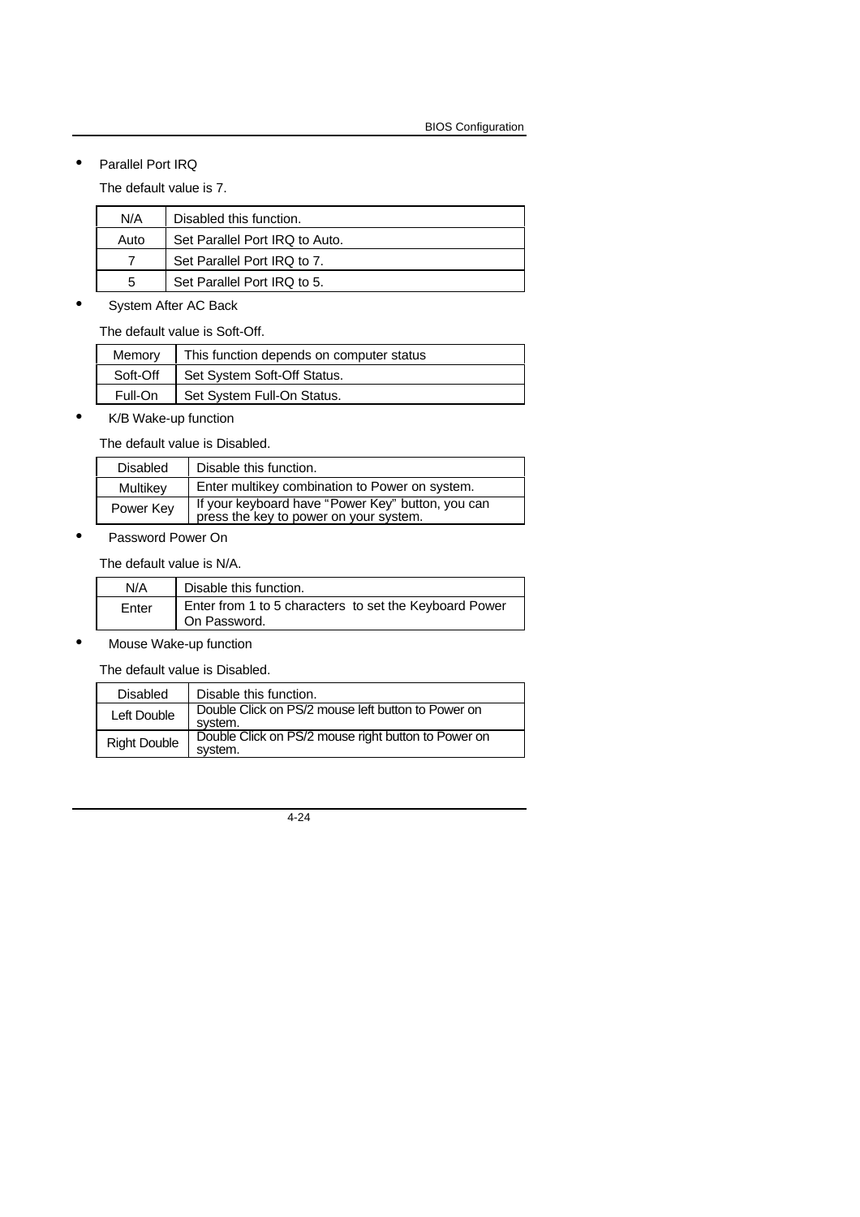- Parallel Port IRQ

  The default value is 7.

| N/A | Disabled this function. |
|---|---|
| Auto | Set Parallel Port IRQ to Auto. |
| 7 | Set Parallel Port IRQ to 7. |
| 5 | Set Parallel Port IRQ to 5. |

- System After AC Back

  The default value is Soft-Off.

| Memory | This function depends on computer status |
|---|---|
| Soft-Off | Set System Soft-Off Status. |
| Full-On | Set System Full-On Status. |

- K/B Wake-up function

  The default value is Disabled.

| Disabled | Disable this function. |
|---|---|
| Multikey | Enter multikey combination to Power on system. |
| Power Key | If your keyboard have "Power Key" button, you can press the key to power on your system. |

- Password Power On

  The default value is N/A.

| N/A | Disable this function. |
|---|---|
| Enter | Enter from 1 to 5 characters to set the Keyboard Power On Password. |

- Mouse Wake-up function

  The default value is Disabled.

| Disabled | Disable this function. |
|---|---|
| Left Double | Double Click on PS/2 mouse left button to Power on system. |
| Right Double | Double Click on PS/2 mouse right button to Power on system. |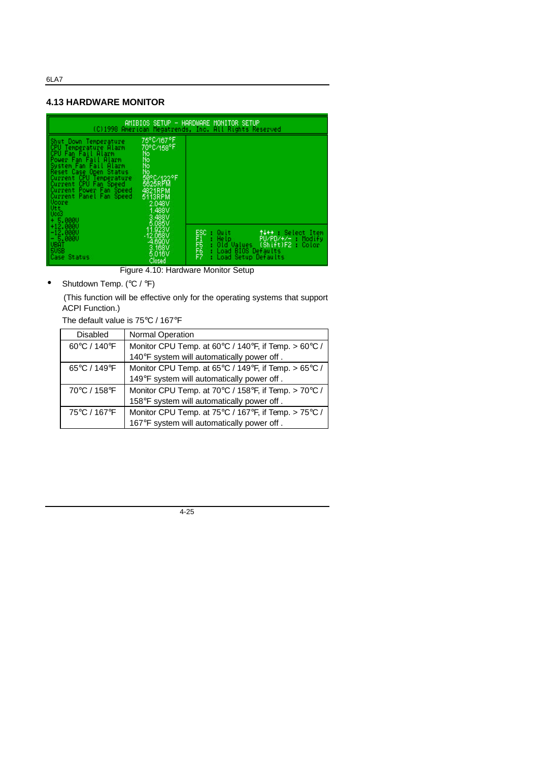## 4.13 HARDWARE MONITOR

```
                AMIBIOS SETUP - HARDWARE MONITOR SETUP
        (C)1998 American Megatrends, Inc. All Rights Reserved

Shut Down Temperature        75°C/167°F
CPU Temperature Alarm        70°C/158°F
CPU Fan Fail Alarm           No
Power Fan Fail Alarm         No
System Fan Fail Alarm        No
Reset Case Open Status       No
Current CPU Temperature      50°C/122°F
Current CPU Fan Speed        5625RPM
Current Power Fan Speed      4821RPM
Current Panel Fan Speed      5113RPM
Vcore                        2.048V
Vtt                          1.488V
Vcc3                         3.488V
+ 5.000V                     5.085V
+12.000V                     11.923V
-12.000V                     -12.068V
- 5.000V                     -4.690V
VBAT                         3.168V
5VSB                         5.016V
Case Status                  Closed

ESC : Quit                ↑↓→← : Select Item
F1  : Help                PU/PD/+/- : Modify
F5  : Old Values          (Shift)F2 : Color
F6  : Load BIOS Defaults
F7  : Load Setup Defaults
```

Figure 4.10: Hardware Monitor Setup

- Shutdown Temp. (℃ / ℉)

  (This function will be effective only for the operating systems that support ACPI Function.)

  The default value is 75℃ / 167℉

| Disabled | Normal Operation |
|---|---|
| 60℃ / 140℉ | Monitor CPU Temp. at 60℃ / 140℉, if Temp. > 60℃ / 140℉ system will automatically power off . |
| 65℃ / 149℉ | Monitor CPU Temp. at 65℃ / 149℉, if Temp. > 65℃ / 149℉ system will automatically power off . |
| 70℃ / 158℉ | Monitor CPU Temp. at 70℃ / 158℉, if Temp. > 70℃ / 158℉ system will automatically power off . |
| 75℃ / 167℉ | Monitor CPU Temp. at 75℃ / 167℉, if Temp. > 75℃ / 167℉ system will automatically power off . |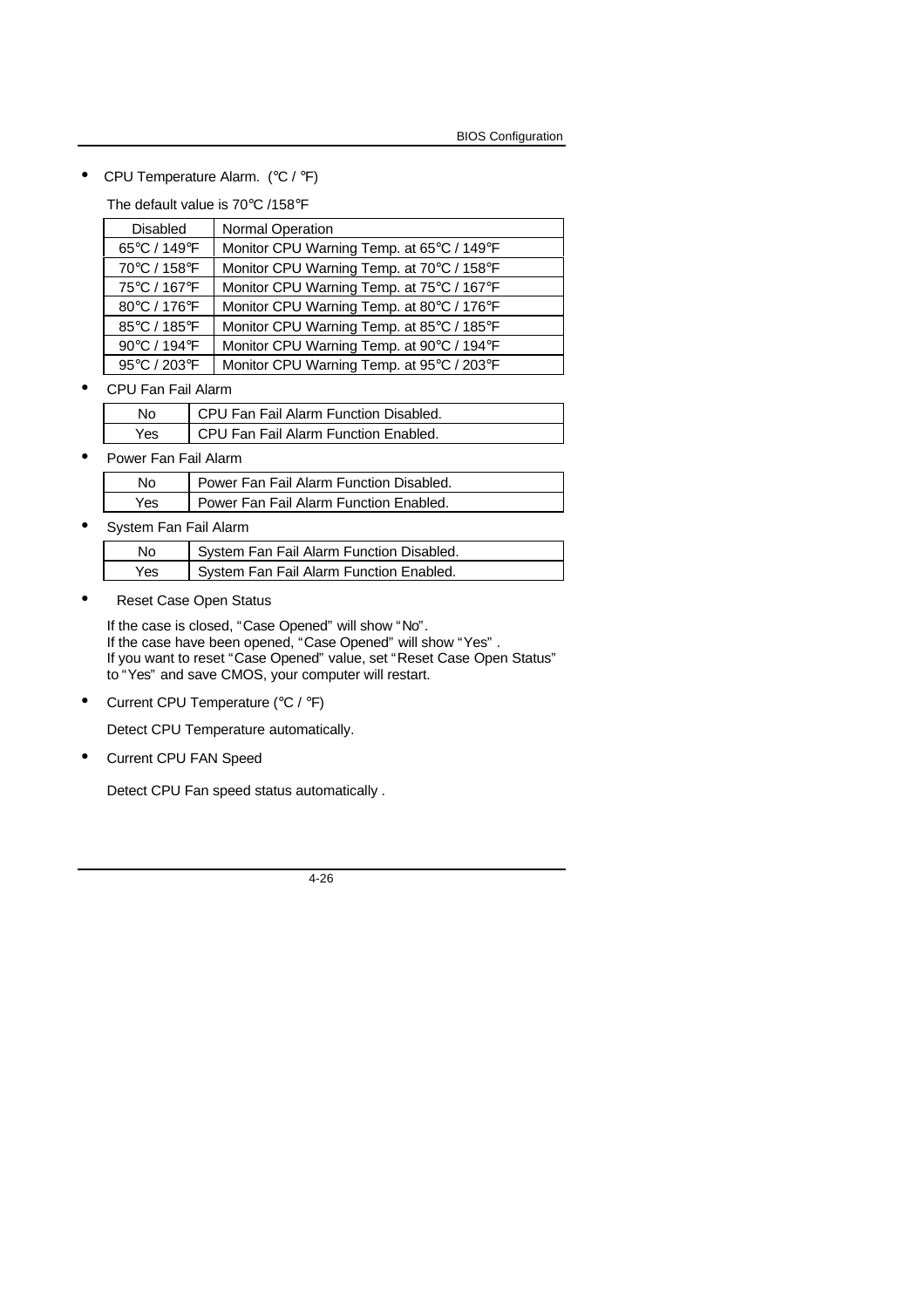- CPU Temperature Alarm. (°C / °F)

  The default value is 70°C /158°F

| Disabled | Normal Operation |
|---|---|
| 65°C / 149°F | Monitor CPU Warning Temp. at 65°C / 149°F |
| 70°C / 158°F | Monitor CPU Warning Temp. at 70°C / 158°F |
| 75°C / 167°F | Monitor CPU Warning Temp. at 75°C / 167°F |
| 80°C / 176°F | Monitor CPU Warning Temp. at 80°C / 176°F |
| 85°C / 185°F | Monitor CPU Warning Temp. at 85°C / 185°F |
| 90°C / 194°F | Monitor CPU Warning Temp. at 90°C / 194°F |
| 95°C / 203°F | Monitor CPU Warning Temp. at 95°C / 203°F |

- CPU Fan Fail Alarm

| No | CPU Fan Fail Alarm Function Disabled. |
|---|---|
| Yes | CPU Fan Fail Alarm Function Enabled. |

- Power Fan Fail Alarm

| No | Power Fan Fail Alarm Function Disabled. |
|---|---|
| Yes | Power Fan Fail Alarm Function Enabled. |

- System Fan Fail Alarm

| No | System Fan Fail Alarm Function Disabled. |
|---|---|
| Yes | System Fan Fail Alarm Function Enabled. |

- Reset Case Open Status

  If the case is closed, "Case Opened" will show "No".
  If the case have been opened, "Case Opened" will show "Yes" .
  If you want to reset "Case Opened" value, set "Reset Case Open Status" to "Yes" and save CMOS, your computer will restart.

- Current CPU Temperature (°C / °F)

  Detect CPU Temperature automatically.

- Current CPU FAN Speed

  Detect CPU Fan speed status automatically .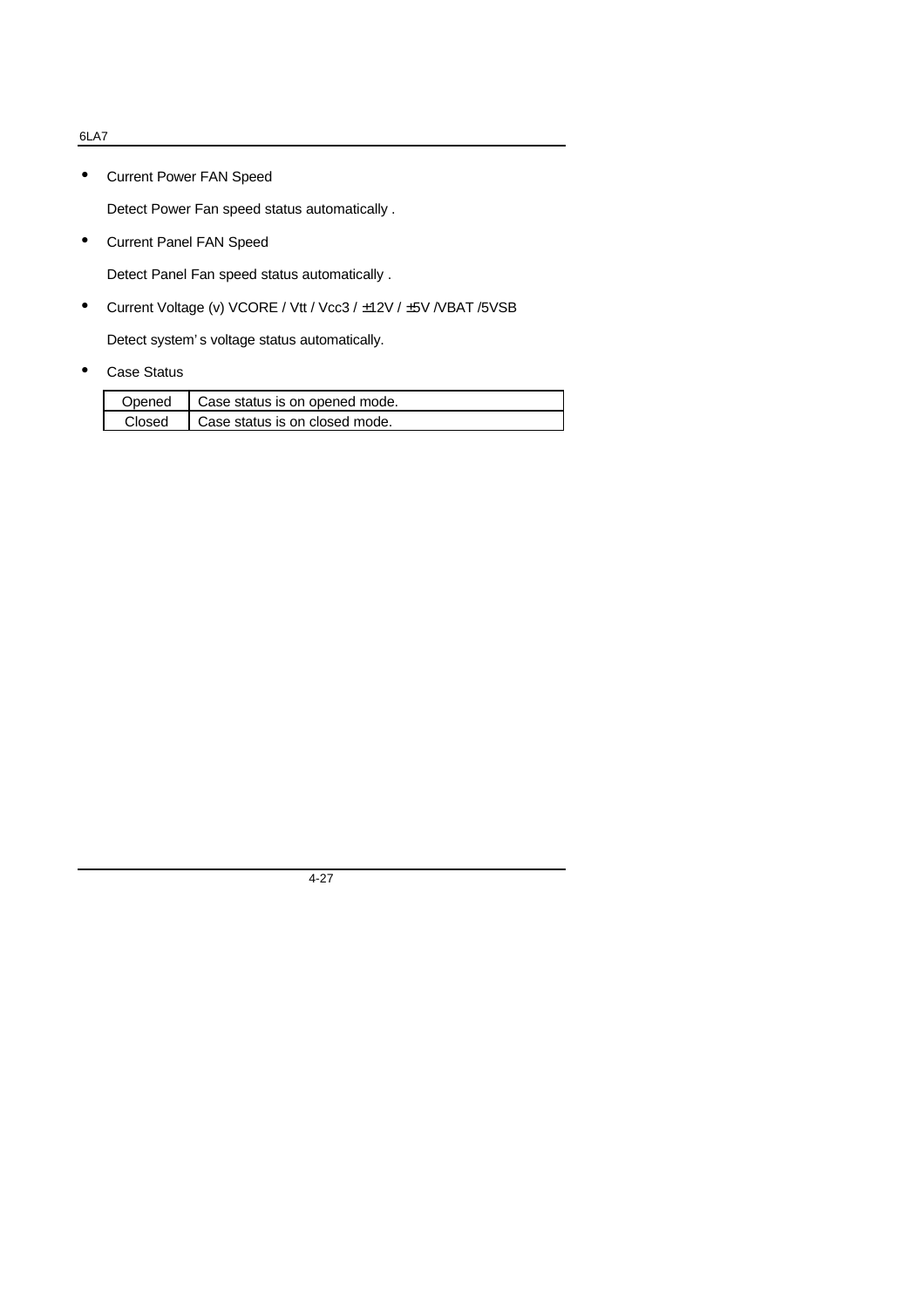- Current Power FAN Speed

  Detect Power Fan speed status automatically .

- Current Panel FAN Speed

  Detect Panel Fan speed status automatically .

- Current Voltage (v) VCORE / Vtt / Vcc3 / ±12V / ±5V /VBAT /5VSB

  Detect system' s voltage status automatically.

- Case Status

| Opened | Case status is on opened mode. |
|---|---|
| Closed | Case status is on closed mode. |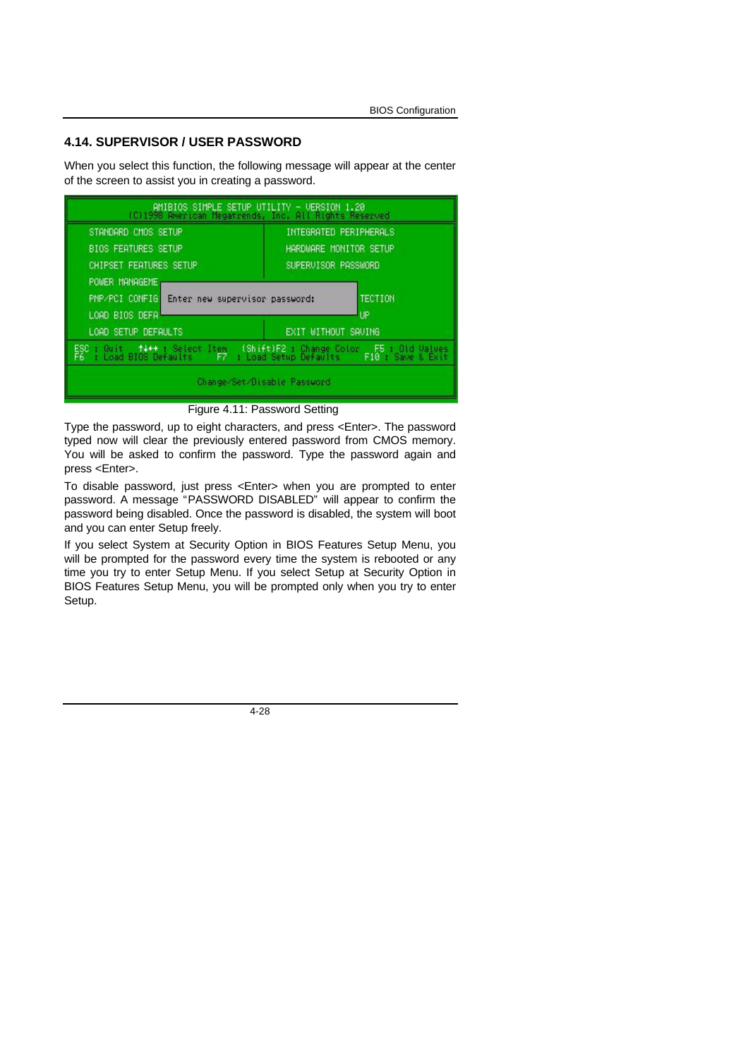## 4.14. SUPERVISOR / USER PASSWORD

When you select this function, the following message will appear at the center of the screen to assist you in creating a password.

```
AMIBIOS SIMPLE SETUP UTILITY - VERSION 1.20
(C)1998 American Megatrends, Inc. All Rights Reserved

STANDARD CMOS SETUP          INTEGRATED PERIPHERALS
BIOS FEATURES SETUP          HARDWARE MONITOR SETUP
CHIPSET FEATURES SETUP       SUPERVISOR PASSWORD
POWER MANAGEME
PNP/PCI CONFIG  Enter new supervisor password:   TECTION
LOAD BIOS DEFA                                   UP
LOAD SETUP DEFAULTS          EXIT WITHOUT SAVING

ESC : Quit    ↑↓←→ : Select Item   (Shift)F2 : Change Color   F5 : Old Values
F6  : Load BIOS Defaults    F7  : Load Setup Defaults    F10 : Save & Exit

Change/Set/Disable Password
```

Figure 4.11: Password Setting

Type the password, up to eight characters, and press <Enter>. The password typed now will clear the previously entered password from CMOS memory. You will be asked to confirm the password. Type the password again and press <Enter>.

To disable password, just press <Enter> when you are prompted to enter password. A message "PASSWORD DISABLED" will appear to confirm the password being disabled. Once the password is disabled, the system will boot and you can enter Setup freely.

If you select System at Security Option in BIOS Features Setup Menu, you will be prompted for the password every time the system is rebooted or any time you try to enter Setup Menu. If you select Setup at Security Option in BIOS Features Setup Menu, you will be prompted only when you try to enter Setup.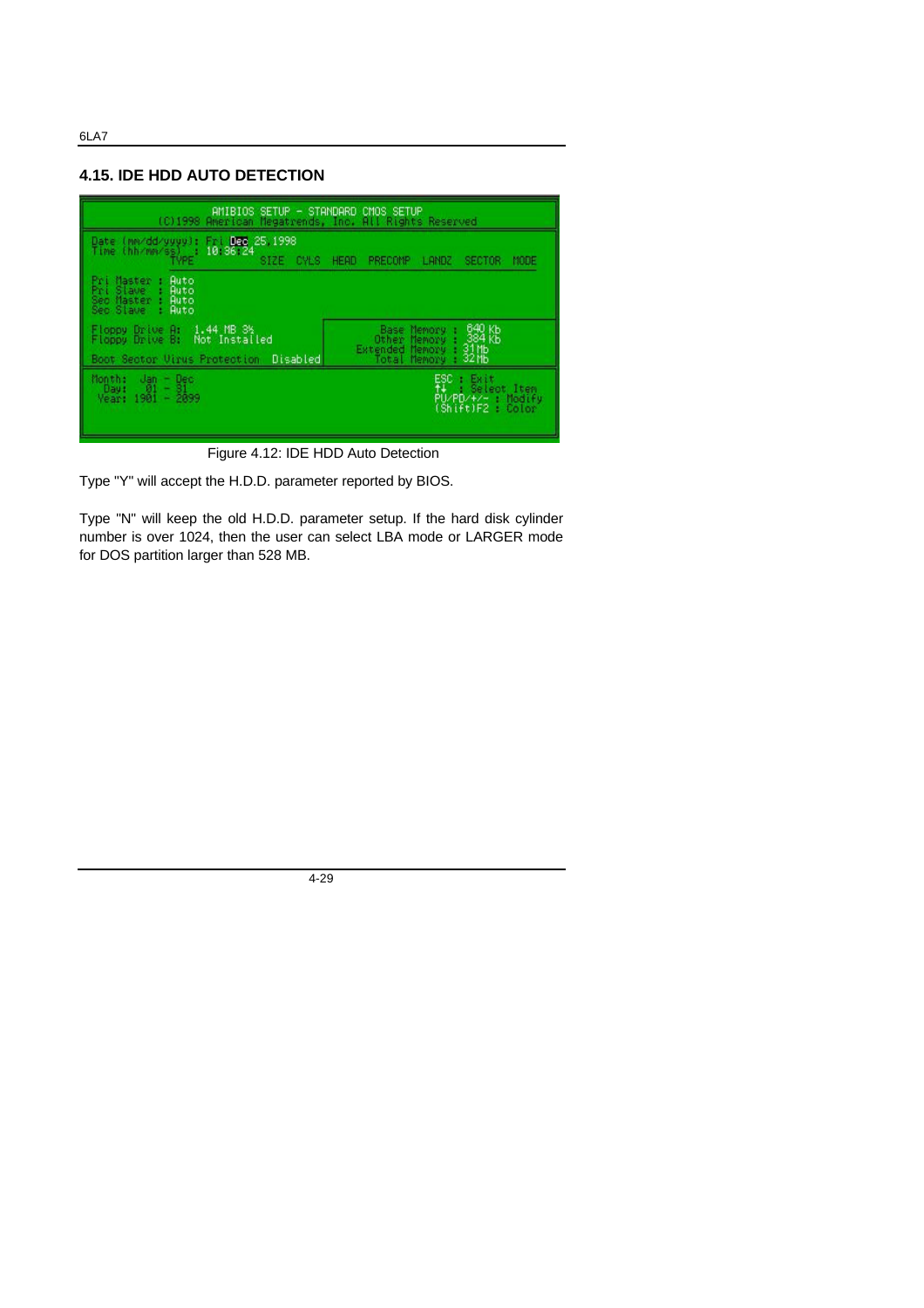## 4.15. IDE HDD AUTO DETECTION

Figure 4.12: IDE HDD Auto Detection

Type "Y" will accept the H.D.D. parameter reported by BIOS.

Type "N" will keep the old H.D.D. parameter setup. If the hard disk cylinder number is over 1024, then the user can select LBA mode or LARGER mode for DOS partition larger than 528 MB.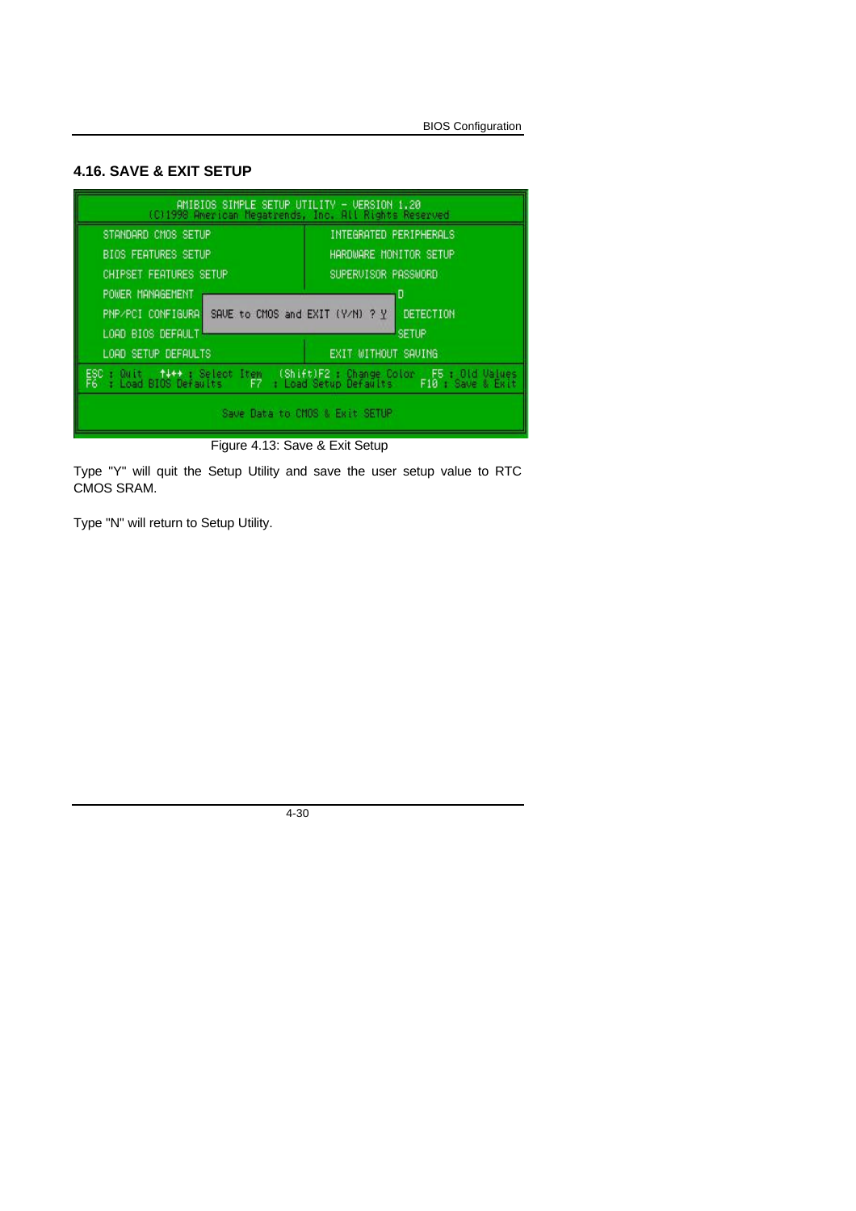## 4.16. SAVE & EXIT SETUP

```
AMIBIOS SIMPLE SETUP UTILITY – VERSION 1.20
(C)1998 American Megatrends, Inc. All Rights Reserved

STANDARD CMOS SETUP              INTEGRATED PERIPHERALS
BIOS FEATURES SETUP              HARDWARE MONITOR SETUP
CHIPSET FEATURES SETUP           SUPERVISOR PASSWORD
POWER MANAGEMENT                 D
PNP/PCI CONFIGURA  SAVE to CMOS and EXIT (Y/N) ? Y  DETECTION
LOAD BIOS DEFAULT                SETUP
LOAD SETUP DEFAULTS              EXIT WITHOUT SAVING

ESC : Quit    ↑↓→← : Select Item    (Shift)F2 : Change Color    F5 : Old Values
F6  : Load BIOS Defaults    F7  : Load Setup Defaults    F10 : Save & Exit

Save Data to CMOS & Exit SETUP
```

Figure 4.13: Save & Exit Setup

Type "Y" will quit the Setup Utility and save the user setup value to RTC CMOS SRAM.

Type "N" will return to Setup Utility.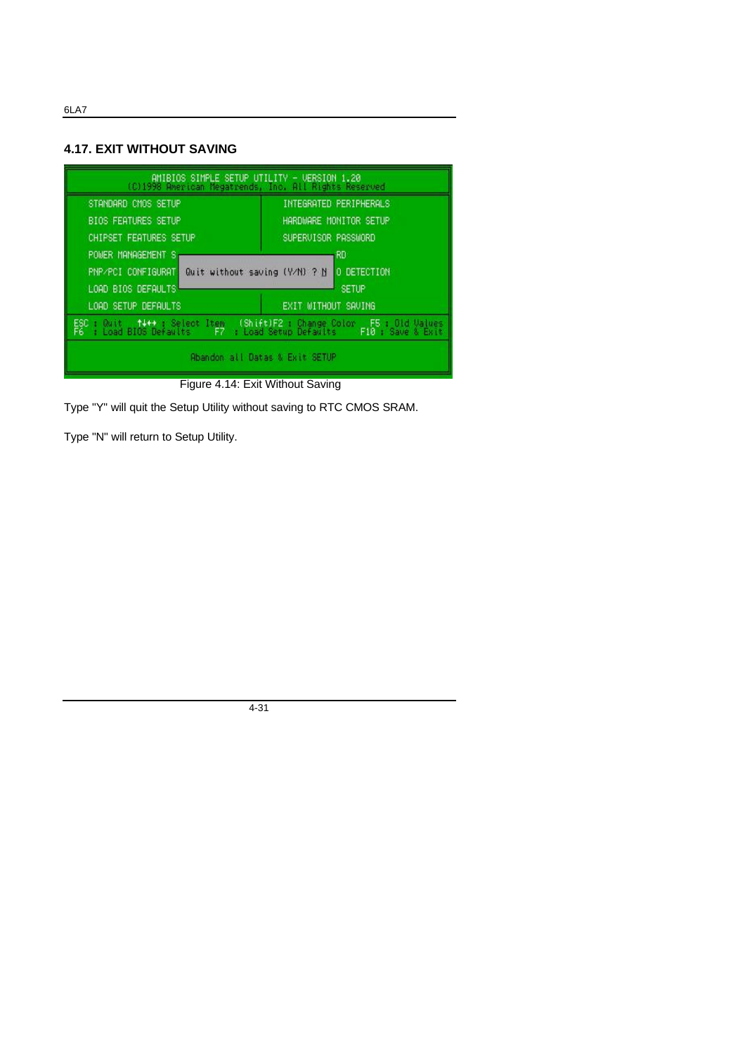## 4.17. EXIT WITHOUT SAVING

```
AMIBIOS SIMPLE SETUP UTILITY - VERSION 1.20
(C)1998 American Megatrends, Inc. All Rights Reserved

STANDARD CMOS SETUP              INTEGRATED PERIPHERALS
BIOS FEATURES SETUP              HARDWARE MONITOR SETUP
CHIPSET FEATURES SETUP           SUPERVISOR PASSWORD
POWER MANAGEMENT S                RD
PNP/PCI CONFIGURAT  Quit without saving (Y/N) ? N  O DETECTION
LOAD BIOS DEFAULTS                SETUP
LOAD SETUP DEFAULTS              EXIT WITHOUT SAVING

ESC : Quit    ↑↓←→ : Select Item   (Shift)F2 : Change Color   F5 : Old Values
F6  : Load BIOS Defaults     F7  : Load Setup Defaults       F10 : Save & Exit

Abandon all Datas & Exit SETUP
```

Figure 4.14: Exit Without Saving

Type "Y" will quit the Setup Utility without saving to RTC CMOS SRAM.

Type "N" will return to Setup Utility.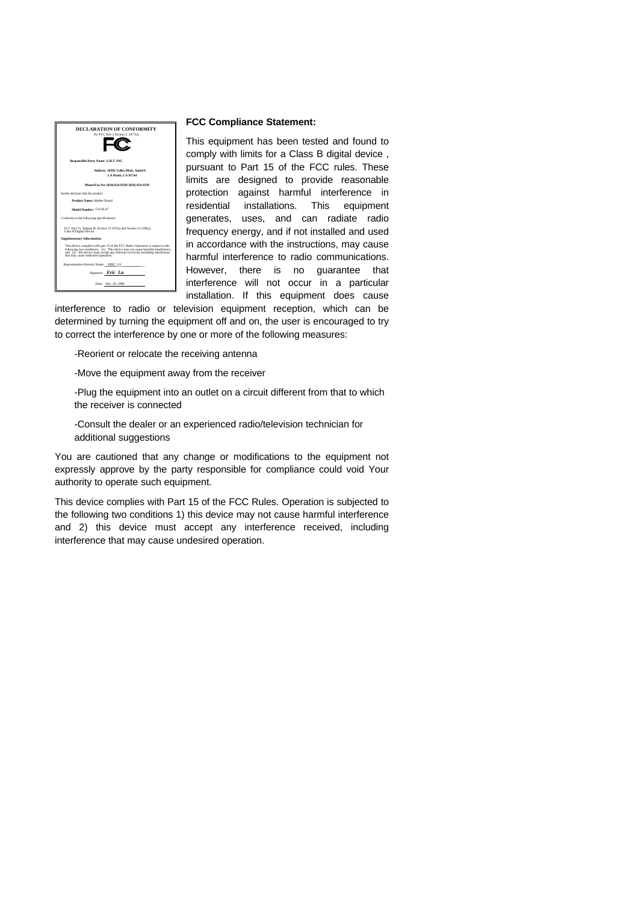**DECLARATION OF CONFORMITY**

Per FCC Part 2 Section 2. 1077(a)

**Responsible Party Name: G.B.T. INC.**

**Address: 18305 Valley Blvd., Suite#A**
**LA Puent, CA 91744**

**Phone/Fax No: (818) 854-9338/ (818) 854-9339**

hereby declares that the product

**Product Name:** Mother Board

**Model Number:** GA-6LA7

Conforms to the following specifications:

FCC Part 15, Subpart B, Section 15.107(a) and Section 15.109(a), Class B Digital Device

**Supplementary Information:**

This device complies with part 15 of the FCC Rules. Operation is subject to the following two conditions: (1) This device may not cause harmful interference, and (2) this device must accept any inference received, including interference that may cause undesired operation.

Representative Person's Name: ERIC LU

Signature: *Eric Lu*

Date: Dec. 26, 1998

**FCC Compliance Statement:**

This equipment has been tested and found to comply with limits for a Class B digital device , pursuant to Part 15 of the FCC rules. These limits are designed to provide reasonable protection against harmful interference in residential installations. This equipment generates, uses, and can radiate radio frequency energy, and if not installed and used in accordance with the instructions, may cause harmful interference to radio communications. However, there is no guarantee that interference will not occur in a particular installation. If this equipment does cause interference to radio or television equipment reception, which can be determined by turning the equipment off and on, the user is encouraged to try to correct the interference by one or more of the following measures:

-Reorient or relocate the receiving antenna

-Move the equipment away from the receiver

-Plug the equipment into an outlet on a circuit different from that to which the receiver is connected

-Consult the dealer or an experienced radio/television technician for additional suggestions

You are cautioned that any change or modifications to the equipment not expressly approve by the party responsible for compliance could void Your authority to operate such equipment.

This device complies with Part 15 of the FCC Rules. Operation is subjected to the following two conditions 1) this device may not cause harmful interference and 2) this device must accept any interference received, including interference that may cause undesired operation.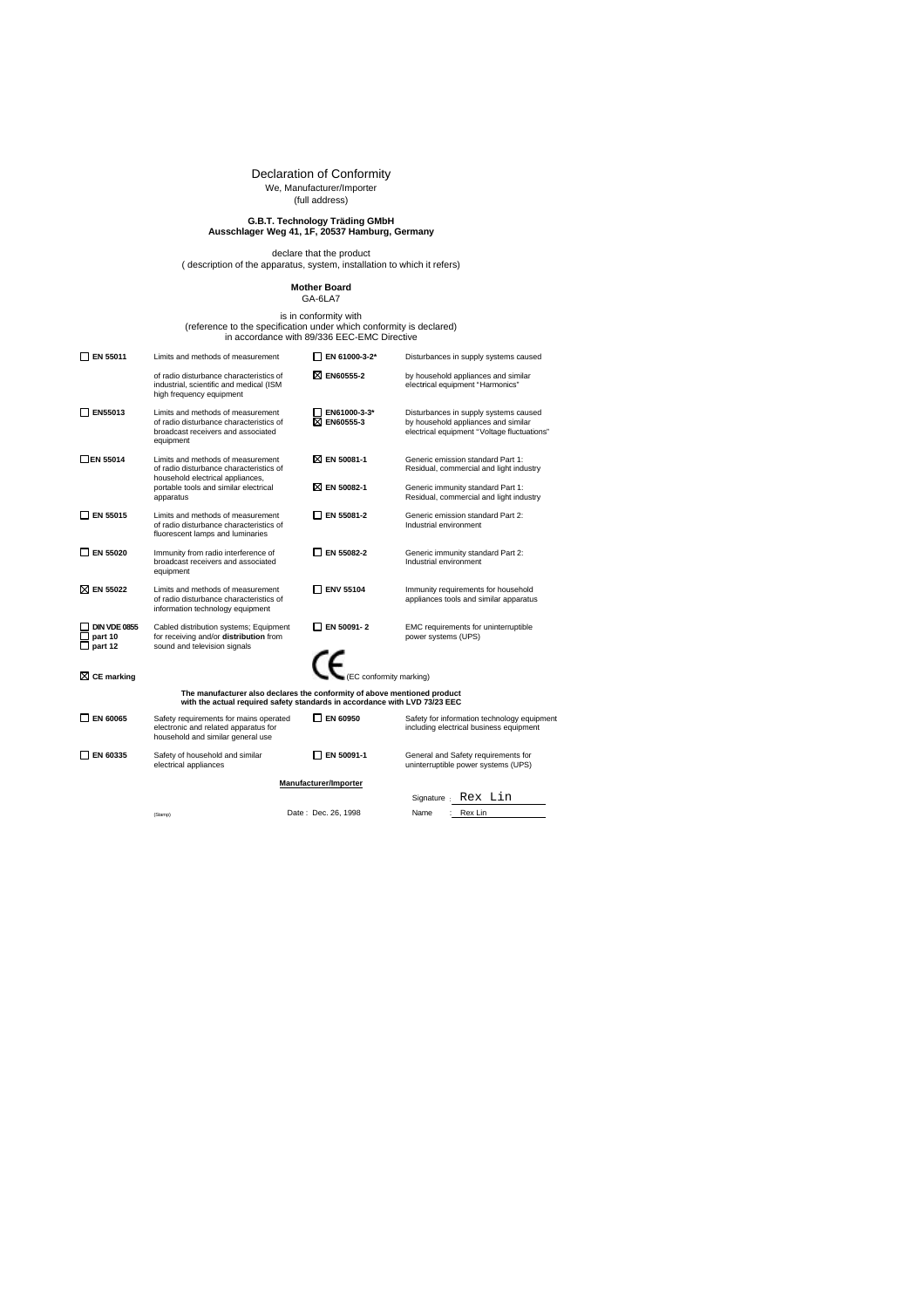# Declaration of Conformity

We, Manufacturer/Importer
(full address)

**G.B.T. Technology Träding GMbH**
**Ausschlager Weg 41, 1F, 20537 Hamburg, Germany**

declare that the product
( description of the apparatus, system, installation to which it refers)

**Mother Board**
GA-6LA7

is in conformity with
(reference to the specification under which conformity is declared)
in accordance with 89/336 EEC-EMC Directive

| | | | |
|---|---|---|---|
| ☐ **EN 55011** | Limits and methods of measurement of radio disturbance characteristics of industrial, scientific and medical (ISM high frequency equipment | ☐ **EN 61000-3-2*** ☒ **EN60555-2** | Disturbances in supply systems caused by household appliances and similar electrical equipment "Harmonics" |
| ☐ **EN55013** | Limits and methods of measurement of radio disturbance characteristics of broadcast receivers and associated equipment | ☐ **EN61000-3-3*** ☒ **EN60555-3** | Disturbances in supply systems caused by household appliances and similar electrical equipment "Voltage fluctuations" |
| ☐ **EN 55014** | Limits and methods of measurement of radio disturbance characteristics of household electrical appliances, portable tools and similar electrical apparatus | ☒ **EN 50081-1** | Generic emission standard Part 1: Residual, commercial and light industry |
| | | ☒ **EN 50082-1** | Generic immunity standard Part 1: Residual, commercial and light industry |
| ☐ **EN 55015** | Limits and methods of measurement of radio disturbance characteristics of fluorescent lamps and luminaries | ☐ **EN 55081-2** | Generic emission standard Part 2: Industrial environment |
| ☐ **EN 55020** | Immunity from radio interference of broadcast receivers and associated equipment | ☐ **EN 55082-2** | Generic immunity standard Part 2: Industrial environment |
| ☒ **EN 55022** | Limits and methods of measurement of radio disturbance characteristics of information technology equipment | ☐ **ENV 55104** | Immunity requirements for household appliances tools and similar apparatus |
| ☐ **DIN VDE 0855** ☐ **part 10** ☐ **part 12** | Cabled distribution systems; Equipment for receiving and/or **distribution** from sound and television signals | ☐ **EN 50091- 2** | EMC requirements for uninterruptible power systems (UPS) |

☒ **CE marking** — CE (EC conformity marking)

**The manufacturer also declares the conformity of above mentioned product with the actual required safety standards in accordance with LVD 73/23 EEC**

| | | | |
|---|---|---|---|
| ☐ **EN 60065** | Safety requirements for mains operated electronic and related apparatus for household and similar general use | ☐ **EN 60950** | Safety for information technology equipment including electrical business equipment |
| ☐ **EN 60335** | Safety of household and similar electrical appliances | ☐ **EN 50091-1** | General and Safety requirements for uninterruptible power systems (UPS) |

**Manufacturer/Importer**

Signature : Rex Lin

(Stamp) Date : Dec. 26, 1998 Name : Rex Lin